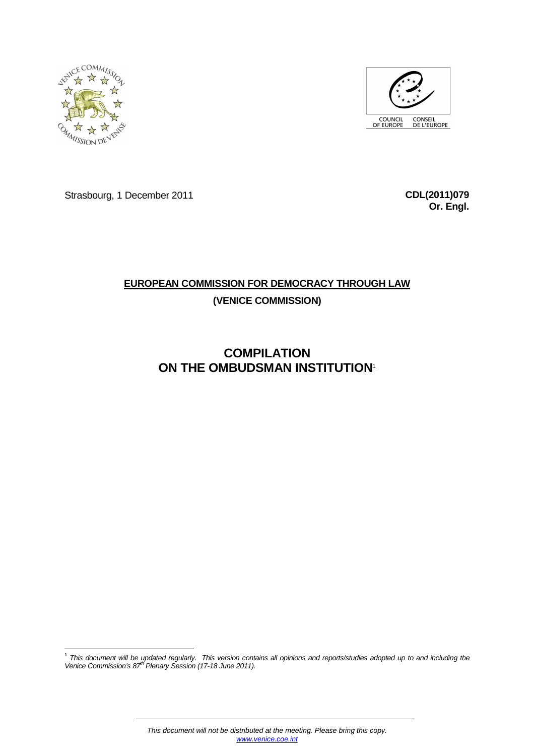Strasbourg, 1 December 2011

**CDL(2011)079**
**Or. Engl.**

**EUROPEAN COMMISSION FOR DEMOCRACY THROUGH LAW**

**(VENICE COMMISSION)**

# COMPILATION ON THE OMBUDSMAN INSTITUTION[1]

[1] *This document will be updated regularly. This version contains all opinions and reports/studies adopted up to and including the Venice Commission's 87th Plenary Session (17-18 June 2011).*

*This document will not be distributed at the meeting. Please bring this copy.*
*www.venice.coe.int*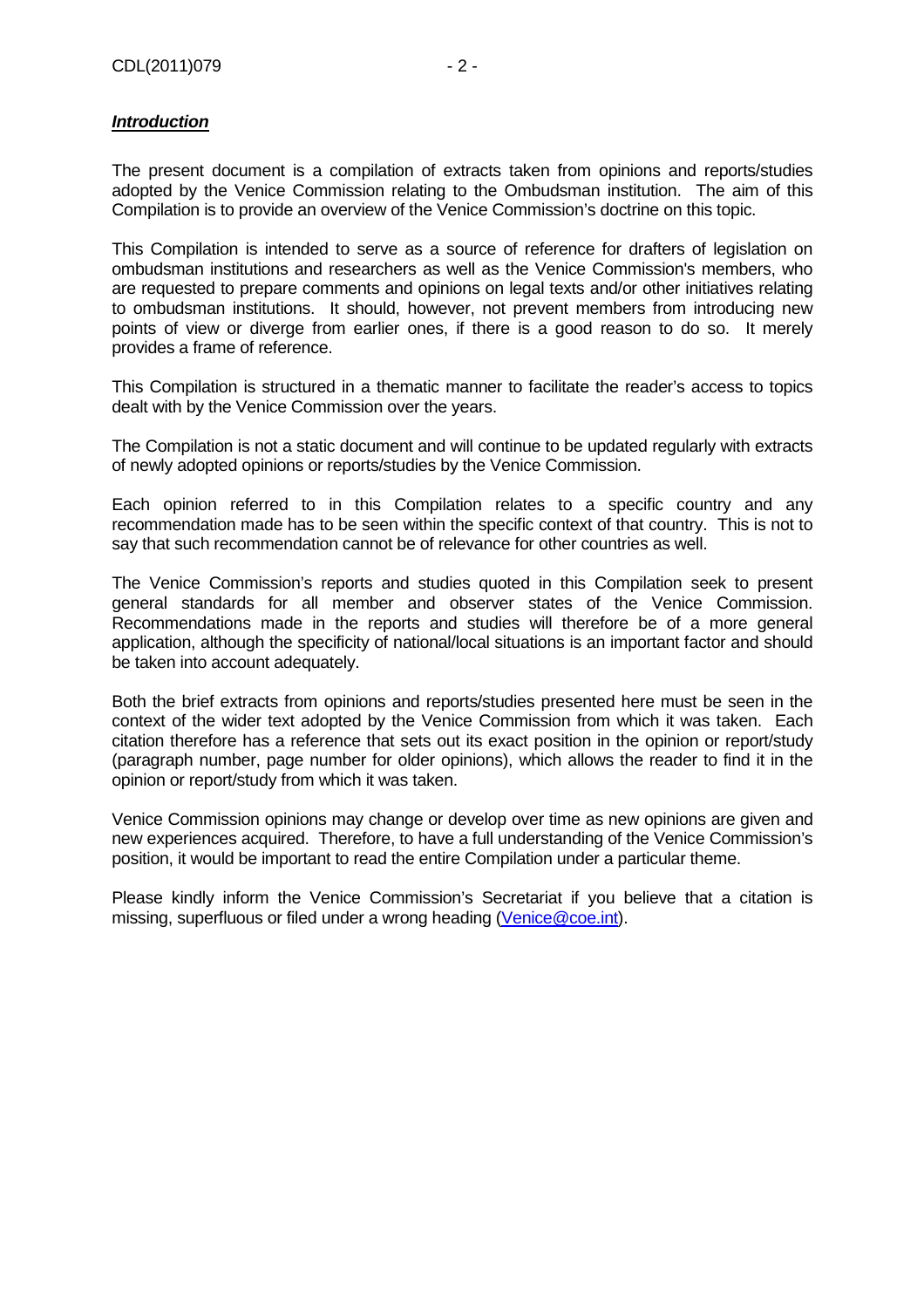## ***Introduction***

The present document is a compilation of extracts taken from opinions and reports/studies adopted by the Venice Commission relating to the Ombudsman institution. The aim of this Compilation is to provide an overview of the Venice Commission's doctrine on this topic.

This Compilation is intended to serve as a source of reference for drafters of legislation on ombudsman institutions and researchers as well as the Venice Commission's members, who are requested to prepare comments and opinions on legal texts and/or other initiatives relating to ombudsman institutions. It should, however, not prevent members from introducing new points of view or diverge from earlier ones, if there is a good reason to do so. It merely provides a frame of reference.

This Compilation is structured in a thematic manner to facilitate the reader's access to topics dealt with by the Venice Commission over the years.

The Compilation is not a static document and will continue to be updated regularly with extracts of newly adopted opinions or reports/studies by the Venice Commission.

Each opinion referred to in this Compilation relates to a specific country and any recommendation made has to be seen within the specific context of that country. This is not to say that such recommendation cannot be of relevance for other countries as well.

The Venice Commission's reports and studies quoted in this Compilation seek to present general standards for all member and observer states of the Venice Commission. Recommendations made in the reports and studies will therefore be of a more general application, although the specificity of national/local situations is an important factor and should be taken into account adequately.

Both the brief extracts from opinions and reports/studies presented here must be seen in the context of the wider text adopted by the Venice Commission from which it was taken. Each citation therefore has a reference that sets out its exact position in the opinion or report/study (paragraph number, page number for older opinions), which allows the reader to find it in the opinion or report/study from which it was taken.

Venice Commission opinions may change or develop over time as new opinions are given and new experiences acquired. Therefore, to have a full understanding of the Venice Commission's position, it would be important to read the entire Compilation under a particular theme.

Please kindly inform the Venice Commission's Secretariat if you believe that a citation is missing, superfluous or filed under a wrong heading (Venice@coe.int).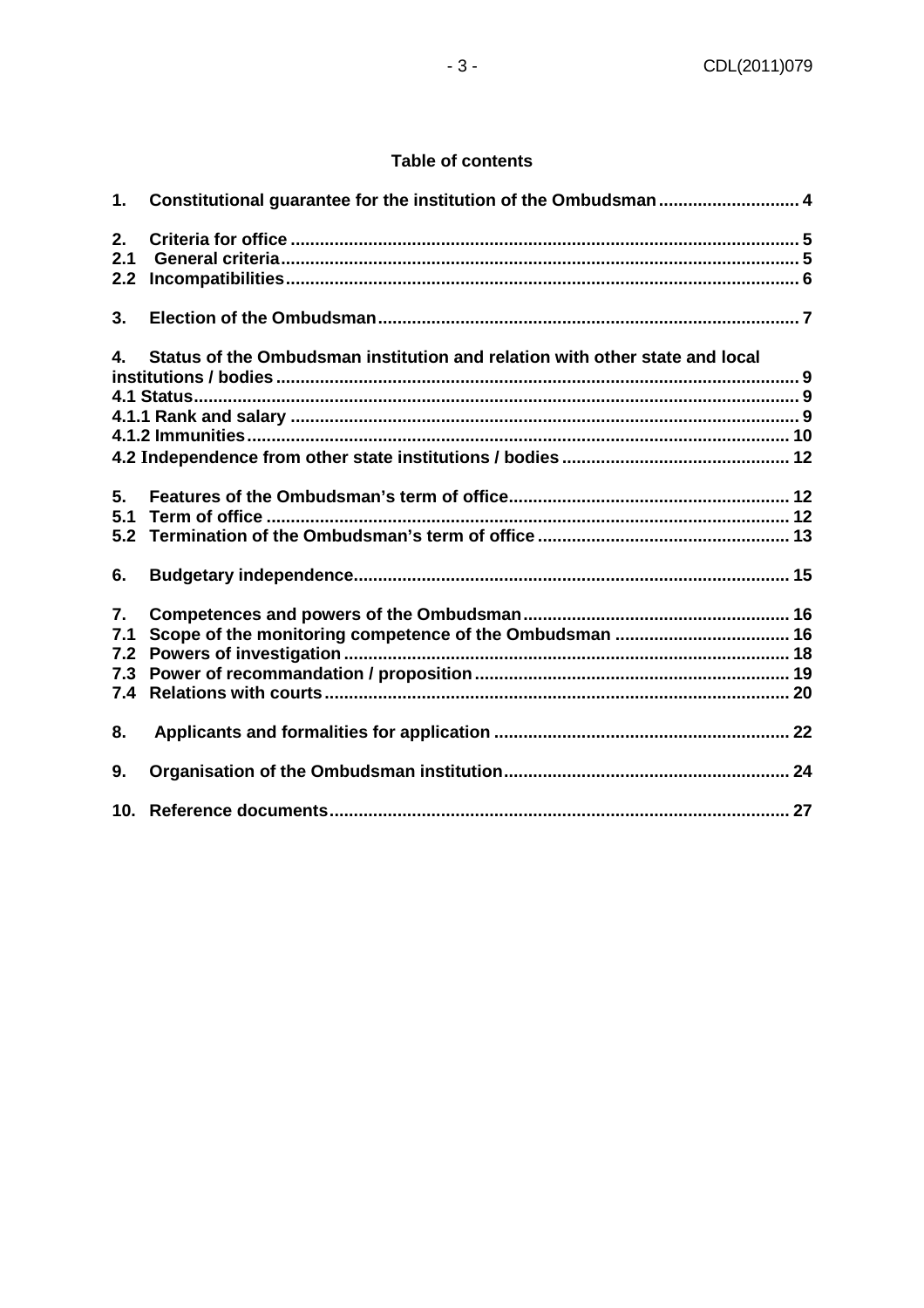**Table of contents**

1. Constitutional guarantee for the institution of the Ombudsman ............................ 4

2. Criteria for office ...................................................................................................... 5
2.1 General criteria ......................................................................................................... 5
2.2 Incompatibilities ........................................................................................................ 6

3. Election of the Ombudsman ...................................................................................... 7

4. Status of the Ombudsman institution and relation with other state and local institutions / bodies .......................................................................................................... 9
4.1 Status ......................................................................................................................... 9
4.1.1 Rank and salary ...................................................................................................... 9
4.1.2 Immunities ............................................................................................................ 10
4.2 Independence from other state institutions / bodies .............................................. 12

5. Features of the Ombudsman's term of office ............................................................ 12
5.1 Term of office .......................................................................................................... 12
5.2 Termination of the Ombudsman's term of office ...................................................... 13

6. Budgetary independence ........................................................................................... 15

7. Competences and powers of the Ombudsman .......................................................... 16
7.1 Scope of the monitoring competence of the Ombudsman ....................................... 16
7.2 Powers of investigation ............................................................................................ 18
7.3 Power of recommandation / proposition ................................................................. 19
7.4 Relations with courts ................................................................................................ 20

8. Applicants and formalities for application ................................................................ 22

9. Organisation of the Ombudsman institution ............................................................. 24

10. Reference documents .............................................................................................. 27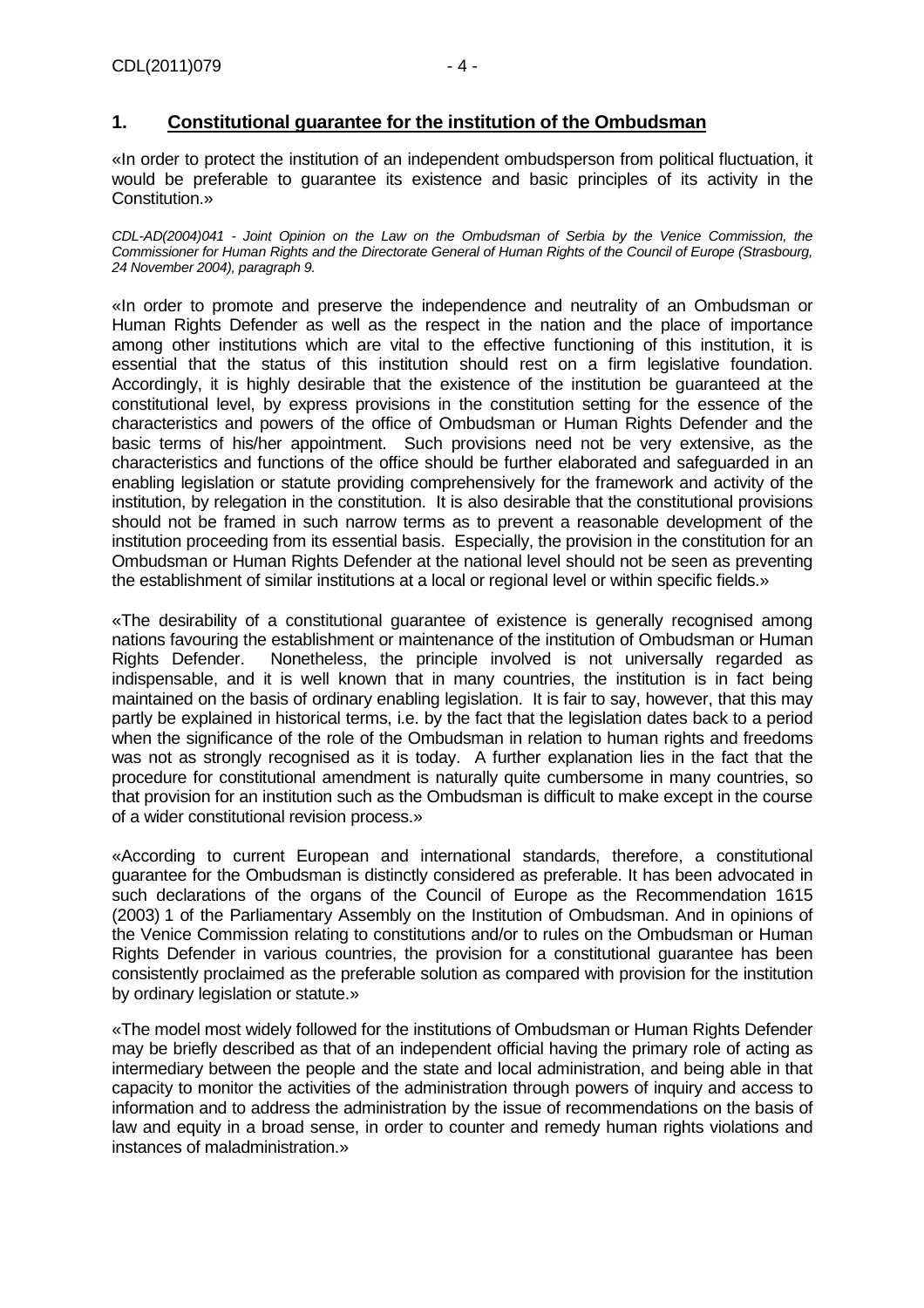## 1. Constitutional guarantee for the institution of the Ombudsman

«In order to protect the institution of an independent ombudsperson from political fluctuation, it would be preferable to guarantee its existence and basic principles of its activity in the Constitution.»

*CDL-AD(2004)041 - Joint Opinion on the Law on the Ombudsman of Serbia by the Venice Commission, the Commissioner for Human Rights and the Directorate General of Human Rights of the Council of Europe (Strasbourg, 24 November 2004), paragraph 9.*

«In order to promote and preserve the independence and neutrality of an Ombudsman or Human Rights Defender as well as the respect in the nation and the place of importance among other institutions which are vital to the effective functioning of this institution, it is essential that the status of this institution should rest on a firm legislative foundation. Accordingly, it is highly desirable that the existence of the institution be guaranteed at the constitutional level, by express provisions in the constitution setting for the essence of the characteristics and powers of the office of Ombudsman or Human Rights Defender and the basic terms of his/her appointment. Such provisions need not be very extensive, as the characteristics and functions of the office should be further elaborated and safeguarded in an enabling legislation or statute providing comprehensively for the framework and activity of the institution, by relegation in the constitution. It is also desirable that the constitutional provisions should not be framed in such narrow terms as to prevent a reasonable development of the institution proceeding from its essential basis. Especially, the provision in the constitution for an Ombudsman or Human Rights Defender at the national level should not be seen as preventing the establishment of similar institutions at a local or regional level or within specific fields.»

«The desirability of a constitutional guarantee of existence is generally recognised among nations favouring the establishment or maintenance of the institution of Ombudsman or Human Rights Defender. Nonetheless, the principle involved is not universally regarded as indispensable, and it is well known that in many countries, the institution is in fact being maintained on the basis of ordinary enabling legislation. It is fair to say, however, that this may partly be explained in historical terms, i.e. by the fact that the legislation dates back to a period when the significance of the role of the Ombudsman in relation to human rights and freedoms was not as strongly recognised as it is today. A further explanation lies in the fact that the procedure for constitutional amendment is naturally quite cumbersome in many countries, so that provision for an institution such as the Ombudsman is difficult to make except in the course of a wider constitutional revision process.»

«According to current European and international standards, therefore, a constitutional guarantee for the Ombudsman is distinctly considered as preferable. It has been advocated in such declarations of the organs of the Council of Europe as the Recommendation 1615 (2003) 1 of the Parliamentary Assembly on the Institution of Ombudsman. And in opinions of the Venice Commission relating to constitutions and/or to rules on the Ombudsman or Human Rights Defender in various countries, the provision for a constitutional guarantee has been consistently proclaimed as the preferable solution as compared with provision for the institution by ordinary legislation or statute.»

«The model most widely followed for the institutions of Ombudsman or Human Rights Defender may be briefly described as that of an independent official having the primary role of acting as intermediary between the people and the state and local administration, and being able in that capacity to monitor the activities of the administration through powers of inquiry and access to information and to address the administration by the issue of recommendations on the basis of law and equity in a broad sense, in order to counter and remedy human rights violations and instances of maladministration.»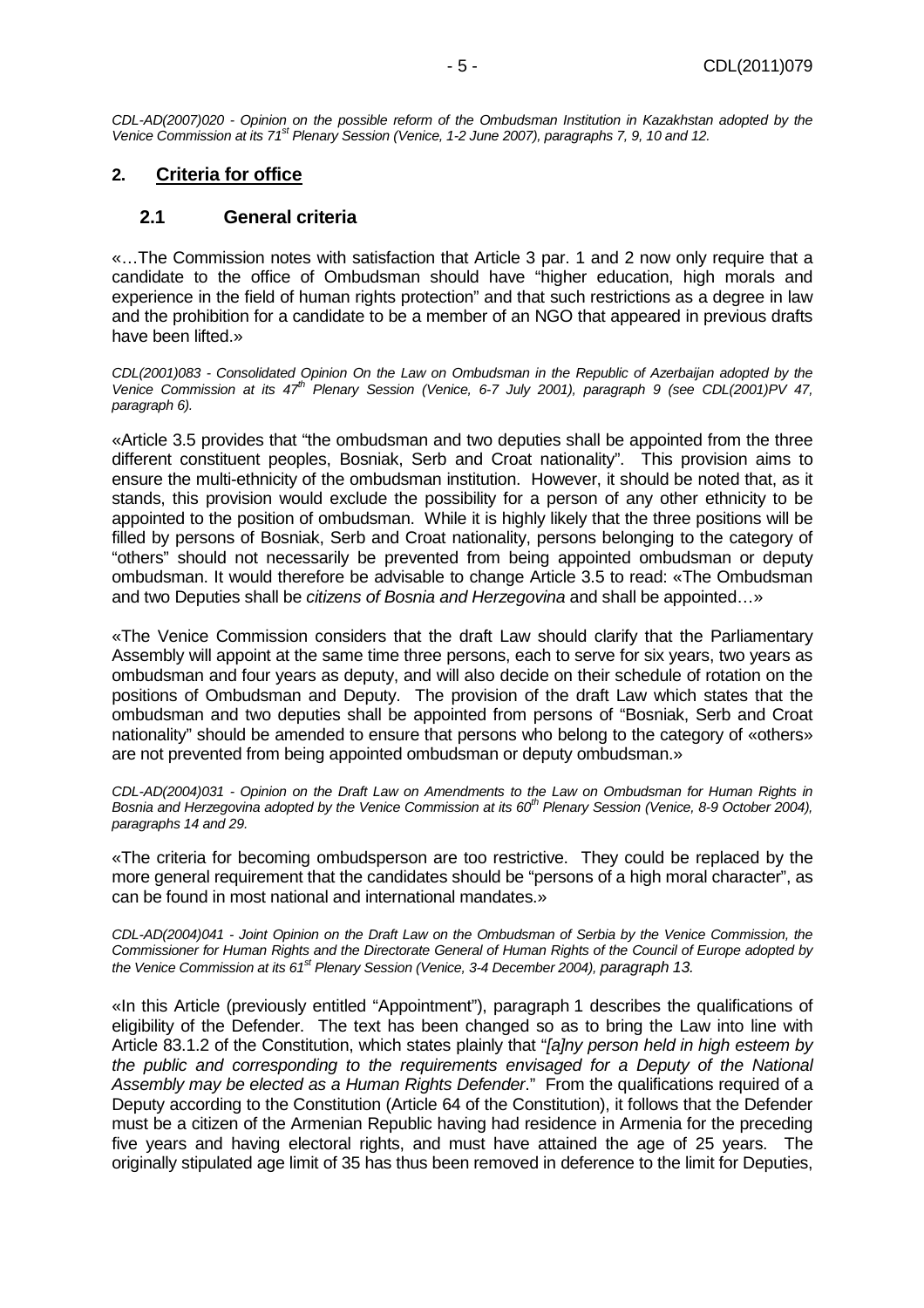*CDL-AD(2007)020 - Opinion on the possible reform of the Ombudsman Institution in Kazakhstan adopted by the Venice Commission at its 71st Plenary Session (Venice, 1-2 June 2007), paragraphs 7, 9, 10 and 12.*

## 2. Criteria for office

### 2.1 General criteria

«…The Commission notes with satisfaction that Article 3 par. 1 and 2 now only require that a candidate to the office of Ombudsman should have "higher education, high morals and experience in the field of human rights protection" and that such restrictions as a degree in law and the prohibition for a candidate to be a member of an NGO that appeared in previous drafts have been lifted.»

*CDL(2001)083 - Consolidated Opinion On the Law on Ombudsman in the Republic of Azerbaijan adopted by the Venice Commission at its 47th Plenary Session (Venice, 6-7 July 2001), paragraph 9 (see CDL(2001)PV 47, paragraph 6).*

«Article 3.5 provides that "the ombudsman and two deputies shall be appointed from the three different constituent peoples, Bosniak, Serb and Croat nationality". This provision aims to ensure the multi-ethnicity of the ombudsman institution. However, it should be noted that, as it stands, this provision would exclude the possibility for a person of any other ethnicity to be appointed to the position of ombudsman. While it is highly likely that the three positions will be filled by persons of Bosniak, Serb and Croat nationality, persons belonging to the category of "others" should not necessarily be prevented from being appointed ombudsman or deputy ombudsman. It would therefore be advisable to change Article 3.5 to read: «The Ombudsman and two Deputies shall be *citizens of Bosnia and Herzegovina* and shall be appointed…»

«The Venice Commission considers that the draft Law should clarify that the Parliamentary Assembly will appoint at the same time three persons, each to serve for six years, two years as ombudsman and four years as deputy, and will also decide on their schedule of rotation on the positions of Ombudsman and Deputy. The provision of the draft Law which states that the ombudsman and two deputies shall be appointed from persons of "Bosniak, Serb and Croat nationality" should be amended to ensure that persons who belong to the category of «others» are not prevented from being appointed ombudsman or deputy ombudsman.»

*CDL-AD(2004)031 - Opinion on the Draft Law on Amendments to the Law on Ombudsman for Human Rights in Bosnia and Herzegovina adopted by the Venice Commission at its 60th Plenary Session (Venice, 8-9 October 2004), paragraphs 14 and 29.*

«The criteria for becoming ombudsperson are too restrictive. They could be replaced by the more general requirement that the candidates should be "persons of a high moral character", as can be found in most national and international mandates.»

*CDL-AD(2004)041 - Joint Opinion on the Draft Law on the Ombudsman of Serbia by the Venice Commission, the Commissioner for Human Rights and the Directorate General of Human Rights of the Council of Europe adopted by the Venice Commission at its 61st Plenary Session (Venice, 3-4 December 2004), paragraph 13.*

«In this Article (previously entitled "Appointment"), paragraph 1 describes the qualifications of eligibility of the Defender. The text has been changed so as to bring the Law into line with Article 83.1.2 of the Constitution, which states plainly that "*[a]ny person held in high esteem by the public and corresponding to the requirements envisaged for a Deputy of the National Assembly may be elected as a Human Rights Defender*." From the qualifications required of a Deputy according to the Constitution (Article 64 of the Constitution), it follows that the Defender must be a citizen of the Armenian Republic having had residence in Armenia for the preceding five years and having electoral rights, and must have attained the age of 25 years. The originally stipulated age limit of 35 has thus been removed in deference to the limit for Deputies,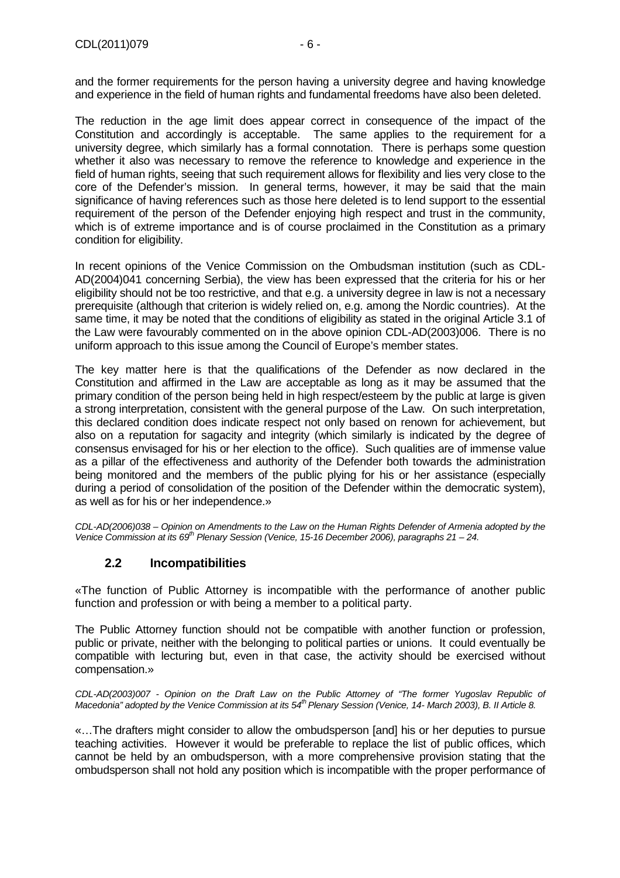and the former requirements for the person having a university degree and having knowledge and experience in the field of human rights and fundamental freedoms have also been deleted.

The reduction in the age limit does appear correct in consequence of the impact of the Constitution and accordingly is acceptable. The same applies to the requirement for a university degree, which similarly has a formal connotation. There is perhaps some question whether it also was necessary to remove the reference to knowledge and experience in the field of human rights, seeing that such requirement allows for flexibility and lies very close to the core of the Defender's mission. In general terms, however, it may be said that the main significance of having references such as those here deleted is to lend support to the essential requirement of the person of the Defender enjoying high respect and trust in the community, which is of extreme importance and is of course proclaimed in the Constitution as a primary condition for eligibility.

In recent opinions of the Venice Commission on the Ombudsman institution (such as CDL-AD(2004)041 concerning Serbia), the view has been expressed that the criteria for his or her eligibility should not be too restrictive, and that e.g. a university degree in law is not a necessary prerequisite (although that criterion is widely relied on, e.g. among the Nordic countries). At the same time, it may be noted that the conditions of eligibility as stated in the original Article 3.1 of the Law were favourably commented on in the above opinion CDL-AD(2003)006. There is no uniform approach to this issue among the Council of Europe's member states.

The key matter here is that the qualifications of the Defender as now declared in the Constitution and affirmed in the Law are acceptable as long as it may be assumed that the primary condition of the person being held in high respect/esteem by the public at large is given a strong interpretation, consistent with the general purpose of the Law. On such interpretation, this declared condition does indicate respect not only based on renown for achievement, but also on a reputation for sagacity and integrity (which similarly is indicated by the degree of consensus envisaged for his or her election to the office). Such qualities are of immense value as a pillar of the effectiveness and authority of the Defender both towards the administration being monitored and the members of the public plying for his or her assistance (especially during a period of consolidation of the position of the Defender within the democratic system), as well as for his or her independence.»

*CDL-AD(2006)038 – Opinion on Amendments to the Law on the Human Rights Defender of Armenia adopted by the Venice Commission at its 69th Plenary Session (Venice, 15-16 December 2006), paragraphs 21 – 24.*

## 2.2 Incompatibilities

«The function of Public Attorney is incompatible with the performance of another public function and profession or with being a member to a political party.

The Public Attorney function should not be compatible with another function or profession, public or private, neither with the belonging to political parties or unions. It could eventually be compatible with lecturing but, even in that case, the activity should be exercised without compensation.»

*CDL-AD(2003)007 - Opinion on the Draft Law on the Public Attorney of "The former Yugoslav Republic of Macedonia" adopted by the Venice Commission at its 54th Plenary Session (Venice, 14- March 2003), B. II Article 8.*

«…The drafters might consider to allow the ombudsperson [and] his or her deputies to pursue teaching activities. However it would be preferable to replace the list of public offices, which cannot be held by an ombudsperson, with a more comprehensive provision stating that the ombudsperson shall not hold any position which is incompatible with the proper performance of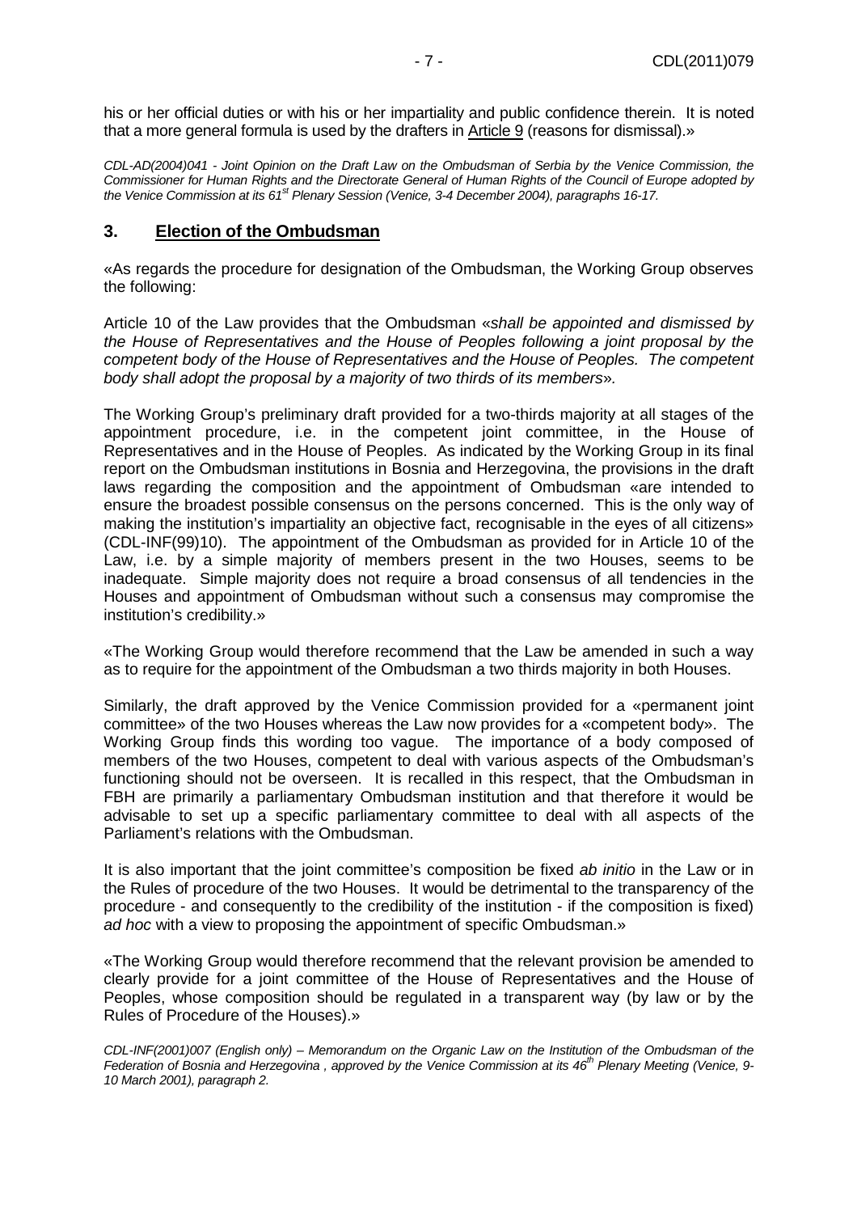his or her official duties or with his or her impartiality and public confidence therein. It is noted that a more general formula is used by the drafters in Article 9 (reasons for dismissal).»

*CDL-AD(2004)041 - Joint Opinion on the Draft Law on the Ombudsman of Serbia by the Venice Commission, the Commissioner for Human Rights and the Directorate General of Human Rights of the Council of Europe adopted by the Venice Commission at its 61st Plenary Session (Venice, 3-4 December 2004), paragraphs 16-17.*

## 3. Election of the Ombudsman

«As regards the procedure for designation of the Ombudsman, the Working Group observes the following:

Article 10 of the Law provides that the Ombudsman «*shall be appointed and dismissed by the House of Representatives and the House of Peoples following a joint proposal by the competent body of the House of Representatives and the House of Peoples. The competent body shall adopt the proposal by a majority of two thirds of its members*».

The Working Group's preliminary draft provided for a two-thirds majority at all stages of the appointment procedure, i.e. in the competent joint committee, in the House of Representatives and in the House of Peoples. As indicated by the Working Group in its final report on the Ombudsman institutions in Bosnia and Herzegovina, the provisions in the draft laws regarding the composition and the appointment of Ombudsman «are intended to ensure the broadest possible consensus on the persons concerned. This is the only way of making the institution's impartiality an objective fact, recognisable in the eyes of all citizens» (CDL-INF(99)10). The appointment of the Ombudsman as provided for in Article 10 of the Law, i.e. by a simple majority of members present in the two Houses, seems to be inadequate. Simple majority does not require a broad consensus of all tendencies in the Houses and appointment of Ombudsman without such a consensus may compromise the institution's credibility.»

«The Working Group would therefore recommend that the Law be amended in such a way as to require for the appointment of the Ombudsman a two thirds majority in both Houses.

Similarly, the draft approved by the Venice Commission provided for a «permanent joint committee» of the two Houses whereas the Law now provides for a «competent body». The Working Group finds this wording too vague. The importance of a body composed of members of the two Houses, competent to deal with various aspects of the Ombudsman's functioning should not be overseen. It is recalled in this respect, that the Ombudsman in FBH are primarily a parliamentary Ombudsman institution and that therefore it would be advisable to set up a specific parliamentary committee to deal with all aspects of the Parliament's relations with the Ombudsman.

It is also important that the joint committee's composition be fixed *ab initio* in the Law or in the Rules of procedure of the two Houses. It would be detrimental to the transparency of the procedure - and consequently to the credibility of the institution - if the composition is fixed) *ad hoc* with a view to proposing the appointment of specific Ombudsman.»

«The Working Group would therefore recommend that the relevant provision be amended to clearly provide for a joint committee of the House of Representatives and the House of Peoples, whose composition should be regulated in a transparent way (by law or by the Rules of Procedure of the Houses).»

*CDL-INF(2001)007 (English only) – Memorandum on the Organic Law on the Institution of the Ombudsman of the Federation of Bosnia and Herzegovina , approved by the Venice Commission at its 46th Plenary Meeting (Venice, 9-10 March 2001), paragraph 2.*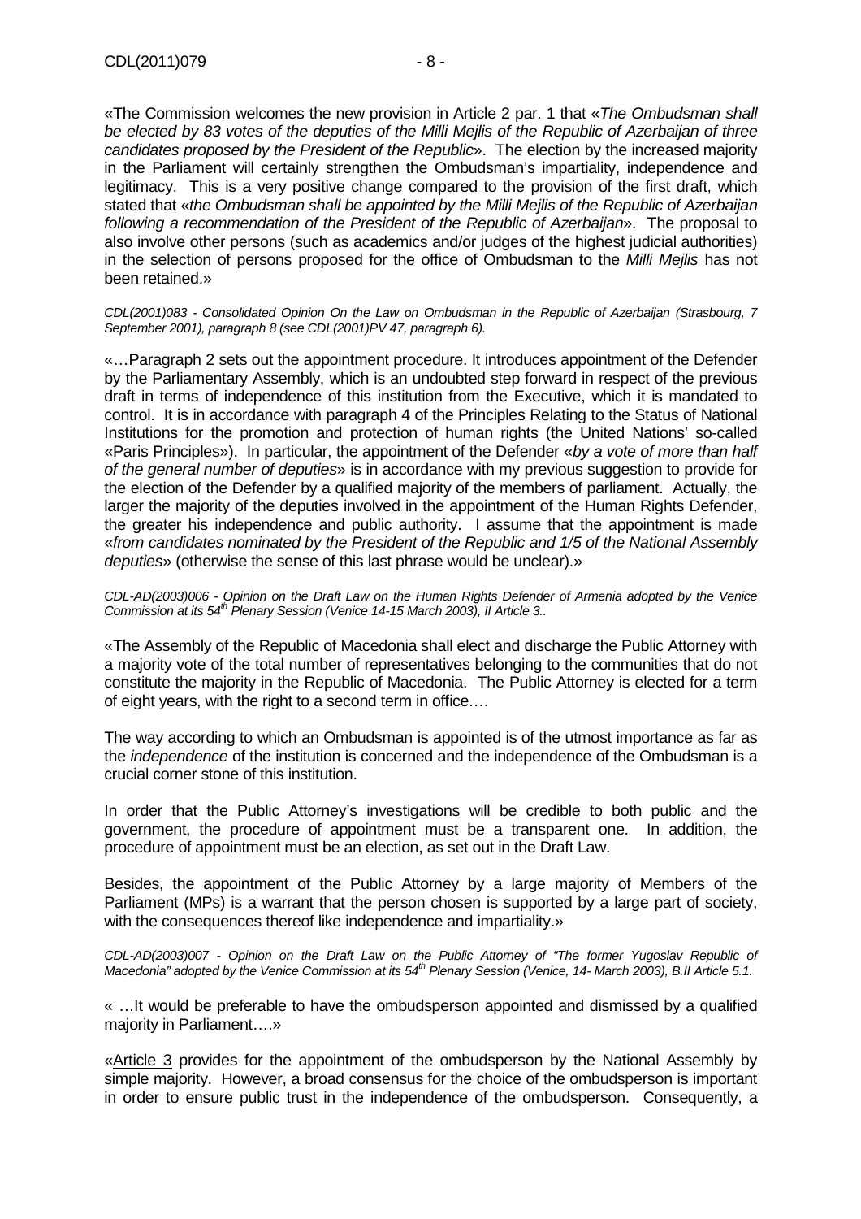«The Commission welcomes the new provision in Article 2 par. 1 that «*The Ombudsman shall be elected by 83 votes of the deputies of the Milli Mejlis of the Republic of Azerbaijan of three candidates proposed by the President of the Republic*». The election by the increased majority in the Parliament will certainly strengthen the Ombudsman's impartiality, independence and legitimacy. This is a very positive change compared to the provision of the first draft, which stated that «*the Ombudsman shall be appointed by the Milli Mejlis of the Republic of Azerbaijan following a recommendation of the President of the Republic of Azerbaijan*». The proposal to also involve other persons (such as academics and/or judges of the highest judicial authorities) in the selection of persons proposed for the office of Ombudsman to the *Milli Mejlis* has not been retained.»

*CDL(2001)083 - Consolidated Opinion On the Law on Ombudsman in the Republic of Azerbaijan (Strasbourg, 7 September 2001), paragraph 8 (see CDL(2001)PV 47, paragraph 6).*

«…Paragraph 2 sets out the appointment procedure. It introduces appointment of the Defender by the Parliamentary Assembly, which is an undoubted step forward in respect of the previous draft in terms of independence of this institution from the Executive, which it is mandated to control. It is in accordance with paragraph 4 of the Principles Relating to the Status of National Institutions for the promotion and protection of human rights (the United Nations' so-called «Paris Principles»). In particular, the appointment of the Defender «*by a vote of more than half of the general number of deputies*» is in accordance with my previous suggestion to provide for the election of the Defender by a qualified majority of the members of parliament. Actually, the larger the majority of the deputies involved in the appointment of the Human Rights Defender, the greater his independence and public authority. I assume that the appointment is made «*from candidates nominated by the President of the Republic and 1/5 of the National Assembly deputies*» (otherwise the sense of this last phrase would be unclear).»

*CDL-AD(2003)006 - Opinion on the Draft Law on the Human Rights Defender of Armenia adopted by the Venice Commission at its 54th Plenary Session (Venice 14-15 March 2003), II Article 3..*

«The Assembly of the Republic of Macedonia shall elect and discharge the Public Attorney with a majority vote of the total number of representatives belonging to the communities that do not constitute the majority in the Republic of Macedonia. The Public Attorney is elected for a term of eight years, with the right to a second term in office.…

The way according to which an Ombudsman is appointed is of the utmost importance as far as the *independence* of the institution is concerned and the independence of the Ombudsman is a crucial corner stone of this institution.

In order that the Public Attorney's investigations will be credible to both public and the government, the procedure of appointment must be a transparent one. In addition, the procedure of appointment must be an election, as set out in the Draft Law.

Besides, the appointment of the Public Attorney by a large majority of Members of the Parliament (MPs) is a warrant that the person chosen is supported by a large part of society, with the consequences thereof like independence and impartiality.»

*CDL-AD(2003)007 - Opinion on the Draft Law on the Public Attorney of "The former Yugoslav Republic of Macedonia" adopted by the Venice Commission at its 54th Plenary Session (Venice, 14- March 2003), B.II Article 5.1.*

« …It would be preferable to have the ombudsperson appointed and dismissed by a qualified majority in Parliament….»

«Article 3 provides for the appointment of the ombudsperson by the National Assembly by simple majority. However, a broad consensus for the choice of the ombudsperson is important in order to ensure public trust in the independence of the ombudsperson. Consequently, a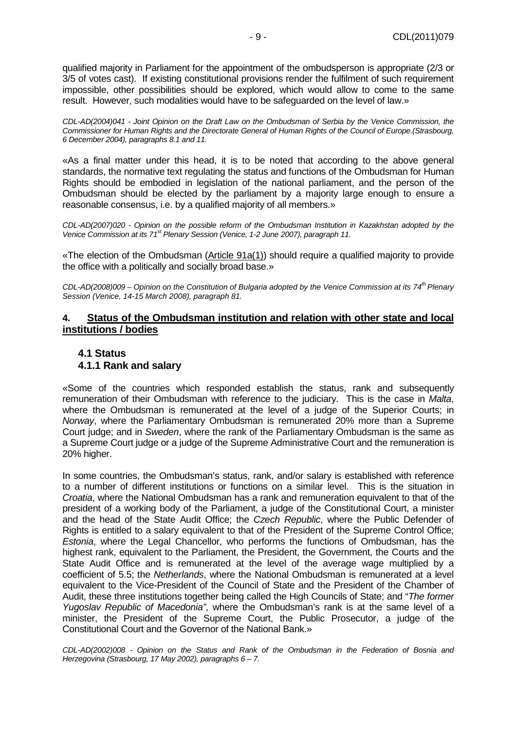qualified majority in Parliament for the appointment of the ombudsperson is appropriate (2/3 or 3/5 of votes cast). If existing constitutional provisions render the fulfilment of such requirement impossible, other possibilities should be explored, which would allow to come to the same result. However, such modalities would have to be safeguarded on the level of law.»

*CDL-AD(2004)041 - Joint Opinion on the Draft Law on the Ombudsman of Serbia by the Venice Commission, the Commissioner for Human Rights and the Directorate General of Human Rights of the Council of Europe.(Strasbourg, 6 December 2004), paragraphs 8.1 and 11.*

«As a final matter under this head, it is to be noted that according to the above general standards, the normative text regulating the status and functions of the Ombudsman for Human Rights should be embodied in legislation of the national parliament, and the person of the Ombudsman should be elected by the parliament by a majority large enough to ensure a reasonable consensus, i.e. by a qualified majority of all members.»

*CDL-AD(2007)020 - Opinion on the possible reform of the Ombudsman Institution in Kazakhstan adopted by the Venice Commission at its 71st Plenary Session (Venice, 1-2 June 2007), paragraph 11.*

«The election of the Ombudsman (Article 91a(1)) should require a qualified majority to provide the office with a politically and socially broad base.»

*CDL-AD(2008)009 – Opinion on the Constitution of Bulgaria adopted by the Venice Commission at its 74th Plenary Session (Venice, 14-15 March 2008), paragraph 81.*

## 4. Status of the Ombudsman institution and relation with other state and local institutions / bodies

### 4.1 Status

#### 4.1.1 Rank and salary

«Some of the countries which responded establish the status, rank and subsequently remuneration of their Ombudsman with reference to the judiciary. This is the case in *Malta*, where the Ombudsman is remunerated at the level of a judge of the Superior Courts; in *Norway*, where the Parliamentary Ombudsman is remunerated 20% more than a Supreme Court judge; and in *Sweden*, where the rank of the Parliamentary Ombudsman is the same as a Supreme Court judge or a judge of the Supreme Administrative Court and the remuneration is 20% higher.

In some countries, the Ombudsman's status, rank, and/or salary is established with reference to a number of different institutions or functions on a similar level. This is the situation in *Croatia*, where the National Ombudsman has a rank and remuneration equivalent to that of the president of a working body of the Parliament, a judge of the Constitutional Court, a minister and the head of the State Audit Office; the *Czech Republic*, where the Public Defender of Rights is entitled to a salary equivalent to that of the President of the Supreme Control Office; *Estonia*, where the Legal Chancellor, who performs the functions of Ombudsman, has the highest rank, equivalent to the Parliament, the President, the Government, the Courts and the State Audit Office and is remunerated at the level of the average wage multiplied by a coefficient of 5.5; the *Netherlands*, where the National Ombudsman is remunerated at a level equivalent to the Vice-President of the Council of State and the President of the Chamber of Audit, these three institutions together being called the High Councils of State; and "*The former Yugoslav Republic of Macedonia"*, where the Ombudsman's rank is at the same level of a minister, the President of the Supreme Court, the Public Prosecutor, a judge of the Constitutional Court and the Governor of the National Bank.»

*CDL-AD(2002)008 - Opinion on the Status and Rank of the Ombudsman in the Federation of Bosnia and Herzegovina (Strasbourg, 17 May 2002), paragraphs 6 – 7.*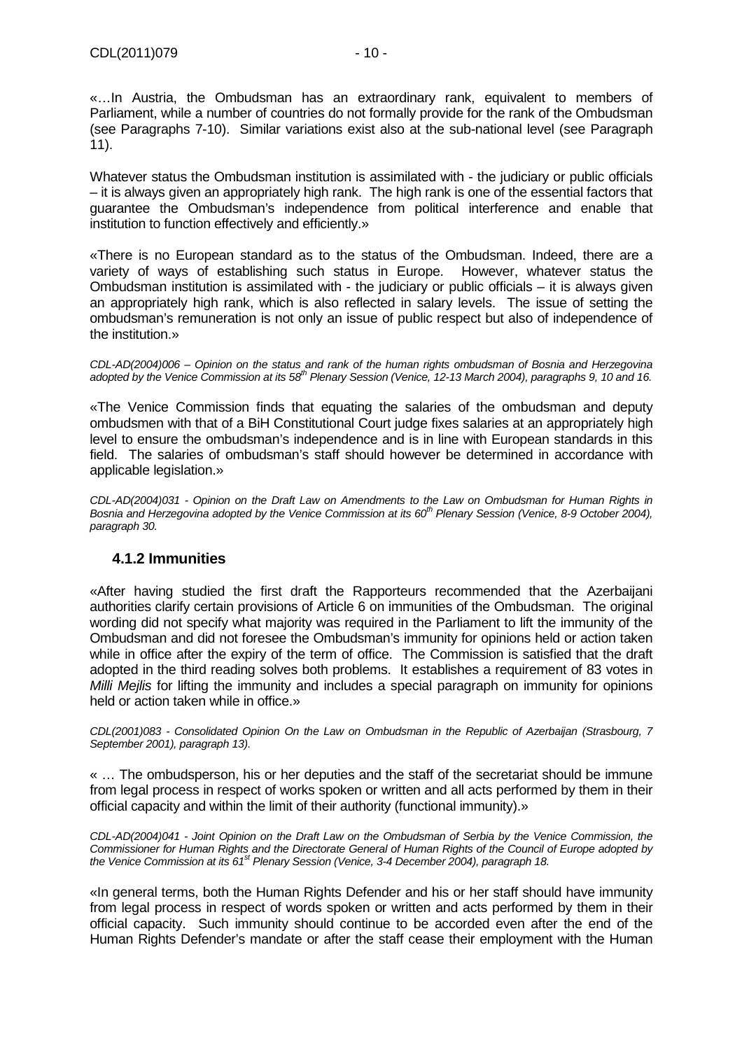«…In Austria, the Ombudsman has an extraordinary rank, equivalent to members of Parliament, while a number of countries do not formally provide for the rank of the Ombudsman (see Paragraphs 7-10). Similar variations exist also at the sub-national level (see Paragraph 11).

Whatever status the Ombudsman institution is assimilated with - the judiciary or public officials – it is always given an appropriately high rank. The high rank is one of the essential factors that guarantee the Ombudsman's independence from political interference and enable that institution to function effectively and efficiently.»

«There is no European standard as to the status of the Ombudsman. Indeed, there are a variety of ways of establishing such status in Europe. However, whatever status the Ombudsman institution is assimilated with - the judiciary or public officials – it is always given an appropriately high rank, which is also reflected in salary levels. The issue of setting the ombudsman's remuneration is not only an issue of public respect but also of independence of the institution.»

*CDL-AD(2004)006 – Opinion on the status and rank of the human rights ombudsman of Bosnia and Herzegovina adopted by the Venice Commission at its 58th Plenary Session (Venice, 12-13 March 2004), paragraphs 9, 10 and 16.*

«The Venice Commission finds that equating the salaries of the ombudsman and deputy ombudsmen with that of a BiH Constitutional Court judge fixes salaries at an appropriately high level to ensure the ombudsman's independence and is in line with European standards in this field. The salaries of ombudsman's staff should however be determined in accordance with applicable legislation.»

*CDL-AD(2004)031 - Opinion on the Draft Law on Amendments to the Law on Ombudsman for Human Rights in Bosnia and Herzegovina adopted by the Venice Commission at its 60th Plenary Session (Venice, 8-9 October 2004), paragraph 30.*

### 4.1.2 Immunities

«After having studied the first draft the Rapporteurs recommended that the Azerbaijani authorities clarify certain provisions of Article 6 on immunities of the Ombudsman. The original wording did not specify what majority was required in the Parliament to lift the immunity of the Ombudsman and did not foresee the Ombudsman's immunity for opinions held or action taken while in office after the expiry of the term of office. The Commission is satisfied that the draft adopted in the third reading solves both problems. It establishes a requirement of 83 votes in *Milli Mejlis* for lifting the immunity and includes a special paragraph on immunity for opinions held or action taken while in office.»

*CDL(2001)083 - Consolidated Opinion On the Law on Ombudsman in the Republic of Azerbaijan (Strasbourg, 7 September 2001), paragraph 13).*

« … The ombudsperson, his or her deputies and the staff of the secretariat should be immune from legal process in respect of works spoken or written and all acts performed by them in their official capacity and within the limit of their authority (functional immunity).»

*CDL-AD(2004)041 - Joint Opinion on the Draft Law on the Ombudsman of Serbia by the Venice Commission, the Commissioner for Human Rights and the Directorate General of Human Rights of the Council of Europe adopted by the Venice Commission at its 61st Plenary Session (Venice, 3-4 December 2004), paragraph 18.*

«In general terms, both the Human Rights Defender and his or her staff should have immunity from legal process in respect of words spoken or written and acts performed by them in their official capacity. Such immunity should continue to be accorded even after the end of the Human Rights Defender's mandate or after the staff cease their employment with the Human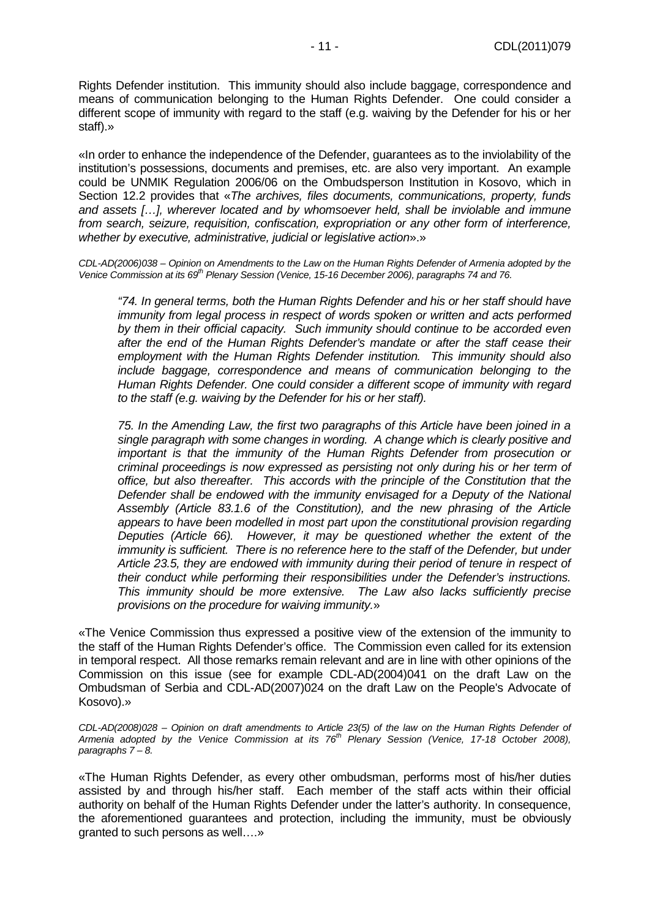Rights Defender institution. This immunity should also include baggage, correspondence and means of communication belonging to the Human Rights Defender. One could consider a different scope of immunity with regard to the staff (e.g. waiving by the Defender for his or her staff).»

«In order to enhance the independence of the Defender, guarantees as to the inviolability of the institution's possessions, documents and premises, etc. are also very important. An example could be UNMIK Regulation 2006/06 on the Ombudsperson Institution in Kosovo, which in Section 12.2 provides that «*The archives, files documents, communications, property, funds and assets […], wherever located and by whomsoever held, shall be inviolable and immune from search, seizure, requisition, confiscation, expropriation or any other form of interference, whether by executive, administrative, judicial or legislative action*».»

*CDL-AD(2006)038 – Opinion on Amendments to the Law on the Human Rights Defender of Armenia adopted by the Venice Commission at its 69th Plenary Session (Venice, 15-16 December 2006), paragraphs 74 and 76.*

> *"74. In general terms, both the Human Rights Defender and his or her staff should have immunity from legal process in respect of words spoken or written and acts performed by them in their official capacity. Such immunity should continue to be accorded even after the end of the Human Rights Defender's mandate or after the staff cease their employment with the Human Rights Defender institution. This immunity should also include baggage, correspondence and means of communication belonging to the Human Rights Defender. One could consider a different scope of immunity with regard to the staff (e.g. waiving by the Defender for his or her staff).*
>
> *75. In the Amending Law, the first two paragraphs of this Article have been joined in a single paragraph with some changes in wording. A change which is clearly positive and important is that the immunity of the Human Rights Defender from prosecution or criminal proceedings is now expressed as persisting not only during his or her term of office, but also thereafter. This accords with the principle of the Constitution that the Defender shall be endowed with the immunity envisaged for a Deputy of the National Assembly (Article 83.1.6 of the Constitution), and the new phrasing of the Article appears to have been modelled in most part upon the constitutional provision regarding Deputies (Article 66). However, it may be questioned whether the extent of the immunity is sufficient. There is no reference here to the staff of the Defender, but under Article 23.5, they are endowed with immunity during their period of tenure in respect of their conduct while performing their responsibilities under the Defender's instructions. This immunity should be more extensive. The Law also lacks sufficiently precise provisions on the procedure for waiving immunity.*»

«The Venice Commission thus expressed a positive view of the extension of the immunity to the staff of the Human Rights Defender's office. The Commission even called for its extension in temporal respect. All those remarks remain relevant and are in line with other opinions of the Commission on this issue (see for example CDL-AD(2004)041 on the draft Law on the Ombudsman of Serbia and CDL-AD(2007)024 on the draft Law on the People's Advocate of Kosovo).»

*CDL-AD(2008)028 – Opinion on draft amendments to Article 23(5) of the law on the Human Rights Defender of Armenia adopted by the Venice Commission at its 76th Plenary Session (Venice, 17-18 October 2008), paragraphs 7 – 8.*

«The Human Rights Defender, as every other ombudsman, performs most of his/her duties assisted by and through his/her staff. Each member of the staff acts within their official authority on behalf of the Human Rights Defender under the latter's authority. In consequence, the aforementioned guarantees and protection, including the immunity, must be obviously granted to such persons as well….»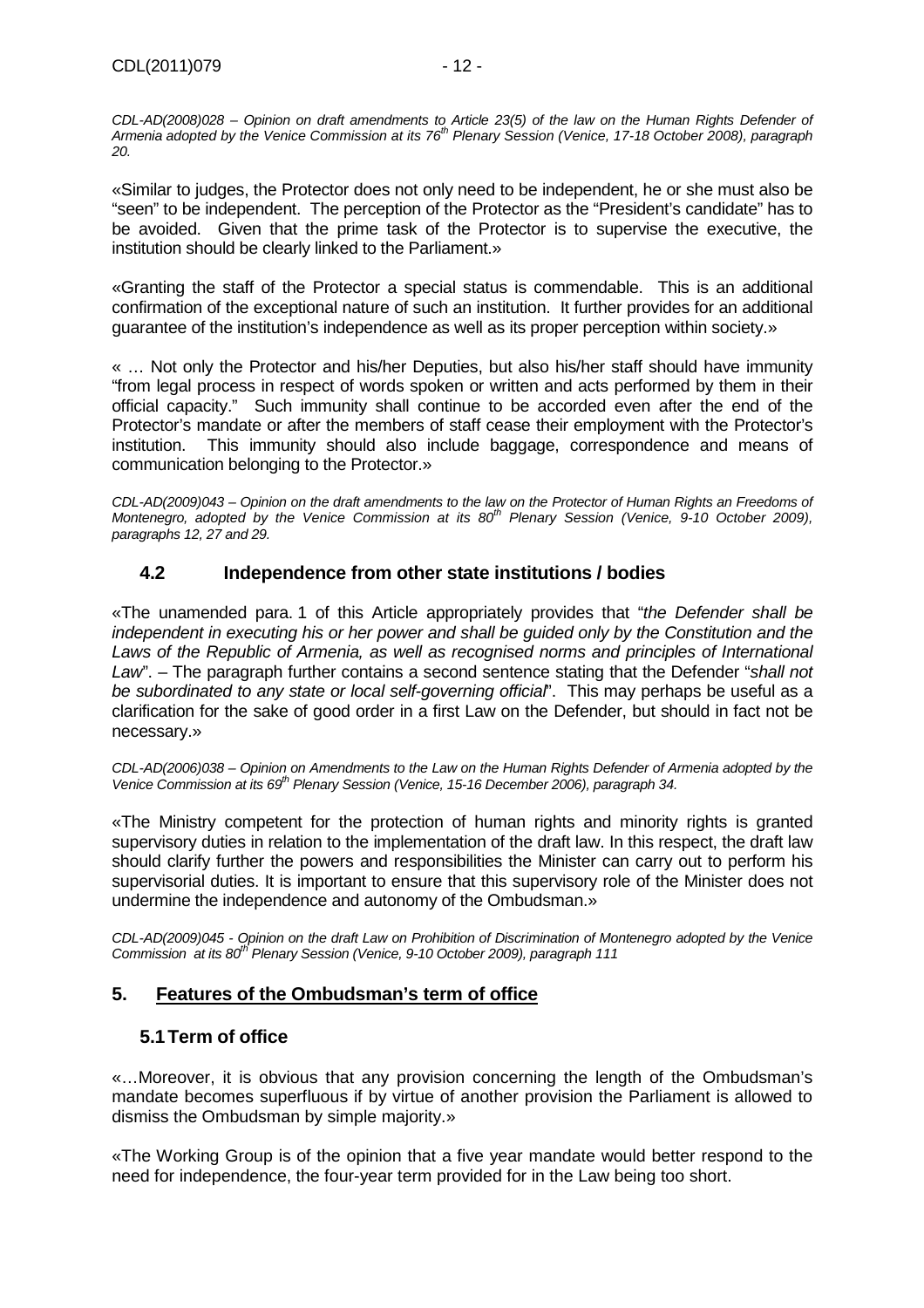*CDL-AD(2008)028 – Opinion on draft amendments to Article 23(5) of the law on the Human Rights Defender of Armenia adopted by the Venice Commission at its 76th Plenary Session (Venice, 17-18 October 2008), paragraph 20.*

«Similar to judges, the Protector does not only need to be independent, he or she must also be "seen" to be independent. The perception of the Protector as the "President's candidate" has to be avoided. Given that the prime task of the Protector is to supervise the executive, the institution should be clearly linked to the Parliament.»

«Granting the staff of the Protector a special status is commendable. This is an additional confirmation of the exceptional nature of such an institution. It further provides for an additional guarantee of the institution's independence as well as its proper perception within society.»

« … Not only the Protector and his/her Deputies, but also his/her staff should have immunity "from legal process in respect of words spoken or written and acts performed by them in their official capacity." Such immunity shall continue to be accorded even after the end of the Protector's mandate or after the members of staff cease their employment with the Protector's institution. This immunity should also include baggage, correspondence and means of communication belonging to the Protector.»

*CDL-AD(2009)043 – Opinion on the draft amendments to the law on the Protector of Human Rights an Freedoms of Montenegro, adopted by the Venice Commission at its 80th Plenary Session (Venice, 9-10 October 2009), paragraphs 12, 27 and 29.*

### 4.2 Independence from other state institutions / bodies

«The unamended para. 1 of this Article appropriately provides that "*the Defender shall be independent in executing his or her power and shall be guided only by the Constitution and the Laws of the Republic of Armenia, as well as recognised norms and principles of International Law*". – The paragraph further contains a second sentence stating that the Defender "*shall not be subordinated to any state or local self-governing official*". This may perhaps be useful as a clarification for the sake of good order in a first Law on the Defender, but should in fact not be necessary.»

*CDL-AD(2006)038 – Opinion on Amendments to the Law on the Human Rights Defender of Armenia adopted by the Venice Commission at its 69th Plenary Session (Venice, 15-16 December 2006), paragraph 34.*

«The Ministry competent for the protection of human rights and minority rights is granted supervisory duties in relation to the implementation of the draft law. In this respect, the draft law should clarify further the powers and responsibilities the Minister can carry out to perform his supervisorial duties. It is important to ensure that this supervisory role of the Minister does not undermine the independence and autonomy of the Ombudsman.»

*CDL-AD(2009)045 - Opinion on the draft Law on Prohibition of Discrimination of Montenegro adopted by the Venice Commission at its 80th Plenary Session (Venice, 9-10 October 2009), paragraph 111*

## 5. <u>Features of the Ombudsman's term of office</u>

### 5.1 Term of office

«…Moreover, it is obvious that any provision concerning the length of the Ombudsman's mandate becomes superfluous if by virtue of another provision the Parliament is allowed to dismiss the Ombudsman by simple majority.»

«The Working Group is of the opinion that a five year mandate would better respond to the need for independence, the four-year term provided for in the Law being too short.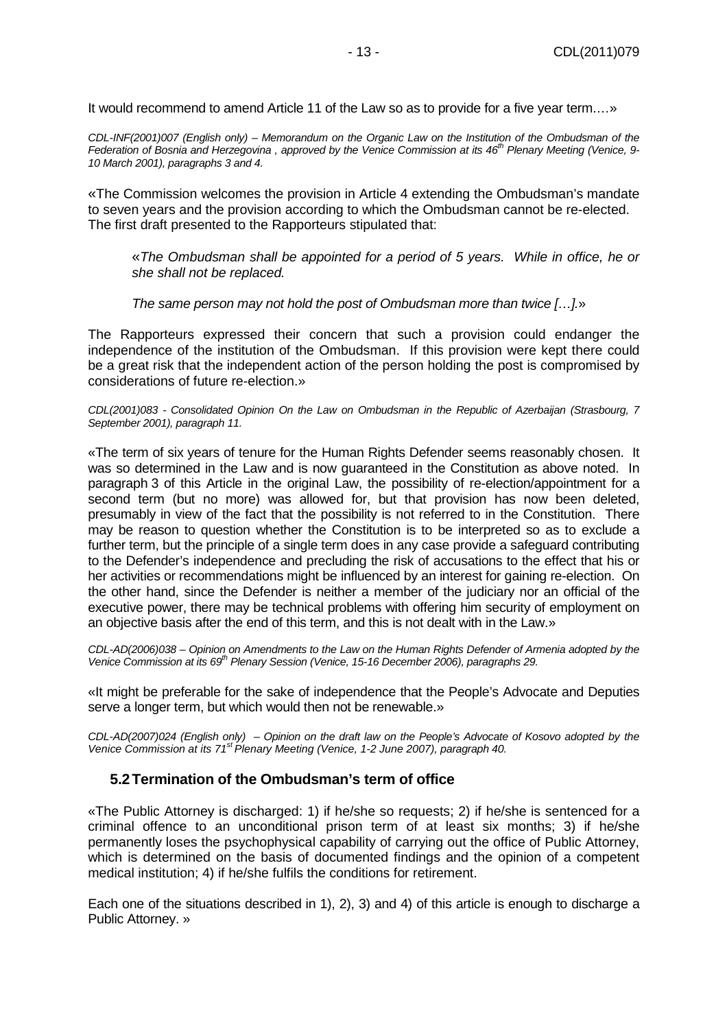It would recommend to amend Article 11 of the Law so as to provide for a five year term.…»

*CDL-INF(2001)007 (English only) – Memorandum on the Organic Law on the Institution of the Ombudsman of the Federation of Bosnia and Herzegovina , approved by the Venice Commission at its 46th Plenary Meeting (Venice, 9-10 March 2001), paragraphs 3 and 4.*

«The Commission welcomes the provision in Article 4 extending the Ombudsman's mandate to seven years and the provision according to which the Ombudsman cannot be re-elected. The first draft presented to the Rapporteurs stipulated that:

> «*The Ombudsman shall be appointed for a period of 5 years. While in office, he or she shall not be replaced.*
>
> *The same person may not hold the post of Ombudsman more than twice […].*»

The Rapporteurs expressed their concern that such a provision could endanger the independence of the institution of the Ombudsman. If this provision were kept there could be a great risk that the independent action of the person holding the post is compromised by considerations of future re-election.»

*CDL(2001)083 - Consolidated Opinion On the Law on Ombudsman in the Republic of Azerbaijan (Strasbourg, 7 September 2001), paragraph 11.*

«The term of six years of tenure for the Human Rights Defender seems reasonably chosen. It was so determined in the Law and is now guaranteed in the Constitution as above noted. In paragraph 3 of this Article in the original Law, the possibility of re-election/appointment for a second term (but no more) was allowed for, but that provision has now been deleted, presumably in view of the fact that the possibility is not referred to in the Constitution. There may be reason to question whether the Constitution is to be interpreted so as to exclude a further term, but the principle of a single term does in any case provide a safeguard contributing to the Defender's independence and precluding the risk of accusations to the effect that his or her activities or recommendations might be influenced by an interest for gaining re-election. On the other hand, since the Defender is neither a member of the judiciary nor an official of the executive power, there may be technical problems with offering him security of employment on an objective basis after the end of this term, and this is not dealt with in the Law.»

*CDL-AD(2006)038 – Opinion on Amendments to the Law on the Human Rights Defender of Armenia adopted by the Venice Commission at its 69th Plenary Session (Venice, 15-16 December 2006), paragraphs 29.*

«It might be preferable for the sake of independence that the People's Advocate and Deputies serve a longer term, but which would then not be renewable.»

*CDL-AD(2007)024 (English only) – Opinion on the draft law on the People's Advocate of Kosovo adopted by the Venice Commission at its 71st Plenary Meeting (Venice, 1-2 June 2007), paragraph 40.*

## 5.2 Termination of the Ombudsman's term of office

«The Public Attorney is discharged: 1) if he/she so requests; 2) if he/she is sentenced for a criminal offence to an unconditional prison term of at least six months; 3) if he/she permanently loses the psychophysical capability of carrying out the office of Public Attorney, which is determined on the basis of documented findings and the opinion of a competent medical institution; 4) if he/she fulfils the conditions for retirement.

Each one of the situations described in 1), 2), 3) and 4) of this article is enough to discharge a Public Attorney. »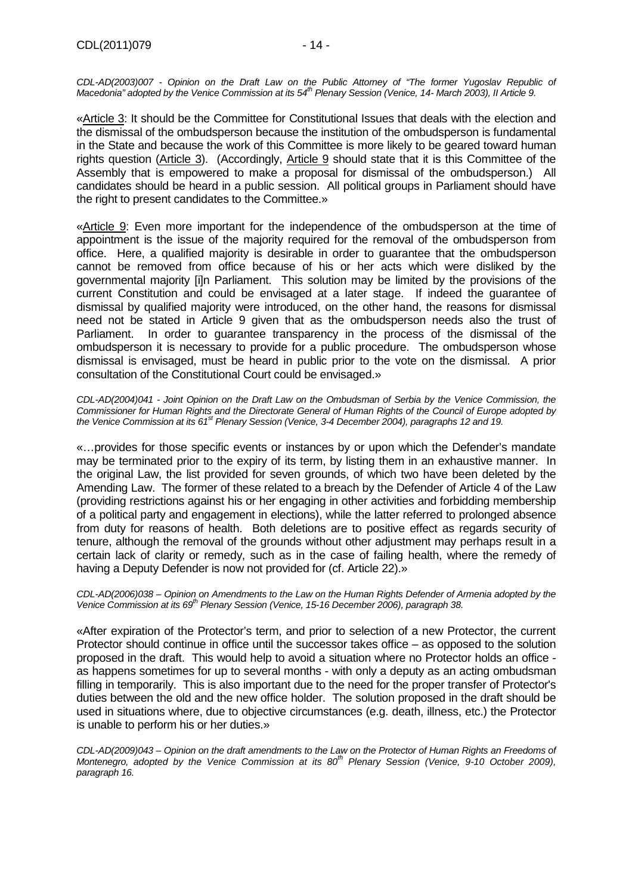*CDL-AD(2003)007 - Opinion on the Draft Law on the Public Attorney of "The former Yugoslav Republic of Macedonia" adopted by the Venice Commission at its 54th Plenary Session (Venice, 14- March 2003), II Article 9.*

«Article 3: It should be the Committee for Constitutional Issues that deals with the election and the dismissal of the ombudsperson because the institution of the ombudsperson is fundamental in the State and because the work of this Committee is more likely to be geared toward human rights question (Article 3). (Accordingly, Article 9 should state that it is this Committee of the Assembly that is empowered to make a proposal for dismissal of the ombudsperson.) All candidates should be heard in a public session. All political groups in Parliament should have the right to present candidates to the Committee.»

«Article 9: Even more important for the independence of the ombudsperson at the time of appointment is the issue of the majority required for the removal of the ombudsperson from office. Here, a qualified majority is desirable in order to guarantee that the ombudsperson cannot be removed from office because of his or her acts which were disliked by the governmental majority [i]n Parliament. This solution may be limited by the provisions of the current Constitution and could be envisaged at a later stage. If indeed the guarantee of dismissal by qualified majority were introduced, on the other hand, the reasons for dismissal need not be stated in Article 9 given that as the ombudsperson needs also the trust of Parliament. In order to guarantee transparency in the process of the dismissal of the ombudsperson it is necessary to provide for a public procedure. The ombudsperson whose dismissal is envisaged, must be heard in public prior to the vote on the dismissal. A prior consultation of the Constitutional Court could be envisaged.»

*CDL-AD(2004)041 - Joint Opinion on the Draft Law on the Ombudsman of Serbia by the Venice Commission, the Commissioner for Human Rights and the Directorate General of Human Rights of the Council of Europe adopted by the Venice Commission at its 61st Plenary Session (Venice, 3-4 December 2004), paragraphs 12 and 19.*

«…provides for those specific events or instances by or upon which the Defender's mandate may be terminated prior to the expiry of its term, by listing them in an exhaustive manner. In the original Law, the list provided for seven grounds, of which two have been deleted by the Amending Law. The former of these related to a breach by the Defender of Article 4 of the Law (providing restrictions against his or her engaging in other activities and forbidding membership of a political party and engagement in elections), while the latter referred to prolonged absence from duty for reasons of health. Both deletions are to positive effect as regards security of tenure, although the removal of the grounds without other adjustment may perhaps result in a certain lack of clarity or remedy, such as in the case of failing health, where the remedy of having a Deputy Defender is now not provided for (cf. Article 22).»

*CDL-AD(2006)038 – Opinion on Amendments to the Law on the Human Rights Defender of Armenia adopted by the Venice Commission at its 69th Plenary Session (Venice, 15-16 December 2006), paragraph 38.*

«After expiration of the Protector's term, and prior to selection of a new Protector, the current Protector should continue in office until the successor takes office – as opposed to the solution proposed in the draft. This would help to avoid a situation where no Protector holds an office - as happens sometimes for up to several months - with only a deputy as an acting ombudsman filling in temporarily. This is also important due to the need for the proper transfer of Protector's duties between the old and the new office holder. The solution proposed in the draft should be used in situations where, due to objective circumstances (e.g. death, illness, etc.) the Protector is unable to perform his or her duties.»

*CDL-AD(2009)043 – Opinion on the draft amendments to the Law on the Protector of Human Rights an Freedoms of Montenegro, adopted by the Venice Commission at its 80th Plenary Session (Venice, 9-10 October 2009), paragraph 16.*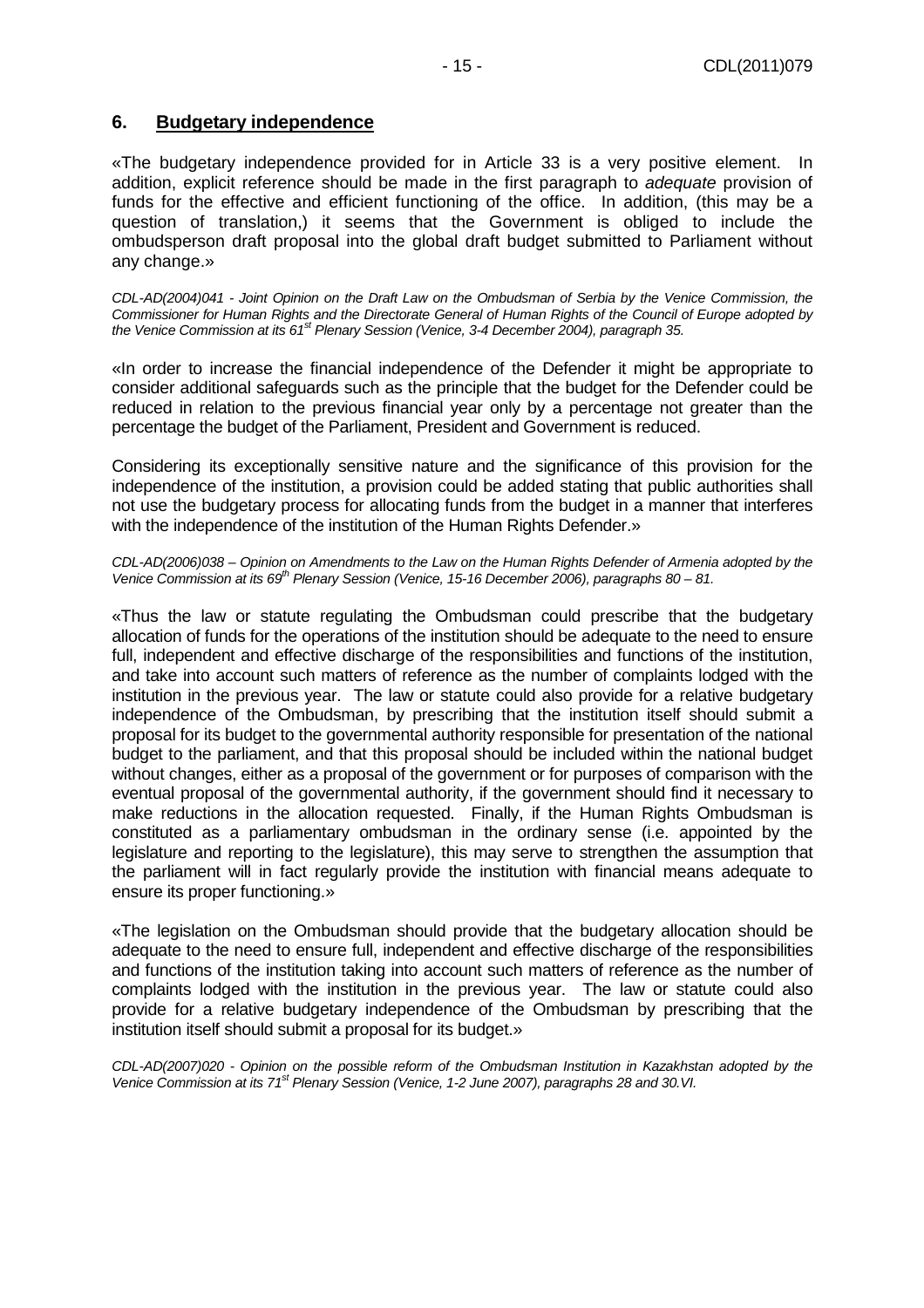## 6. **Budgetary independence**

«The budgetary independence provided for in Article 33 is a very positive element. In addition, explicit reference should be made in the first paragraph to *adequate* provision of funds for the effective and efficient functioning of the office. In addition, (this may be a question of translation,) it seems that the Government is obliged to include the ombudsperson draft proposal into the global draft budget submitted to Parliament without any change.»

*CDL-AD(2004)041 - Joint Opinion on the Draft Law on the Ombudsman of Serbia by the Venice Commission, the Commissioner for Human Rights and the Directorate General of Human Rights of the Council of Europe adopted by the Venice Commission at its 61st Plenary Session (Venice, 3-4 December 2004), paragraph 35.*

«In order to increase the financial independence of the Defender it might be appropriate to consider additional safeguards such as the principle that the budget for the Defender could be reduced in relation to the previous financial year only by a percentage not greater than the percentage the budget of the Parliament, President and Government is reduced.

Considering its exceptionally sensitive nature and the significance of this provision for the independence of the institution, a provision could be added stating that public authorities shall not use the budgetary process for allocating funds from the budget in a manner that interferes with the independence of the institution of the Human Rights Defender.»

*CDL-AD(2006)038 – Opinion on Amendments to the Law on the Human Rights Defender of Armenia adopted by the Venice Commission at its 69th Plenary Session (Venice, 15-16 December 2006), paragraphs 80 – 81.*

«Thus the law or statute regulating the Ombudsman could prescribe that the budgetary allocation of funds for the operations of the institution should be adequate to the need to ensure full, independent and effective discharge of the responsibilities and functions of the institution, and take into account such matters of reference as the number of complaints lodged with the institution in the previous year. The law or statute could also provide for a relative budgetary independence of the Ombudsman, by prescribing that the institution itself should submit a proposal for its budget to the governmental authority responsible for presentation of the national budget to the parliament, and that this proposal should be included within the national budget without changes, either as a proposal of the government or for purposes of comparison with the eventual proposal of the governmental authority, if the government should find it necessary to make reductions in the allocation requested. Finally, if the Human Rights Ombudsman is constituted as a parliamentary ombudsman in the ordinary sense (i.e. appointed by the legislature and reporting to the legislature), this may serve to strengthen the assumption that the parliament will in fact regularly provide the institution with financial means adequate to ensure its proper functioning.»

«The legislation on the Ombudsman should provide that the budgetary allocation should be adequate to the need to ensure full, independent and effective discharge of the responsibilities and functions of the institution taking into account such matters of reference as the number of complaints lodged with the institution in the previous year. The law or statute could also provide for a relative budgetary independence of the Ombudsman by prescribing that the institution itself should submit a proposal for its budget.»

*CDL-AD(2007)020 - Opinion on the possible reform of the Ombudsman Institution in Kazakhstan adopted by the Venice Commission at its 71st Plenary Session (Venice, 1-2 June 2007), paragraphs 28 and 30.VI.*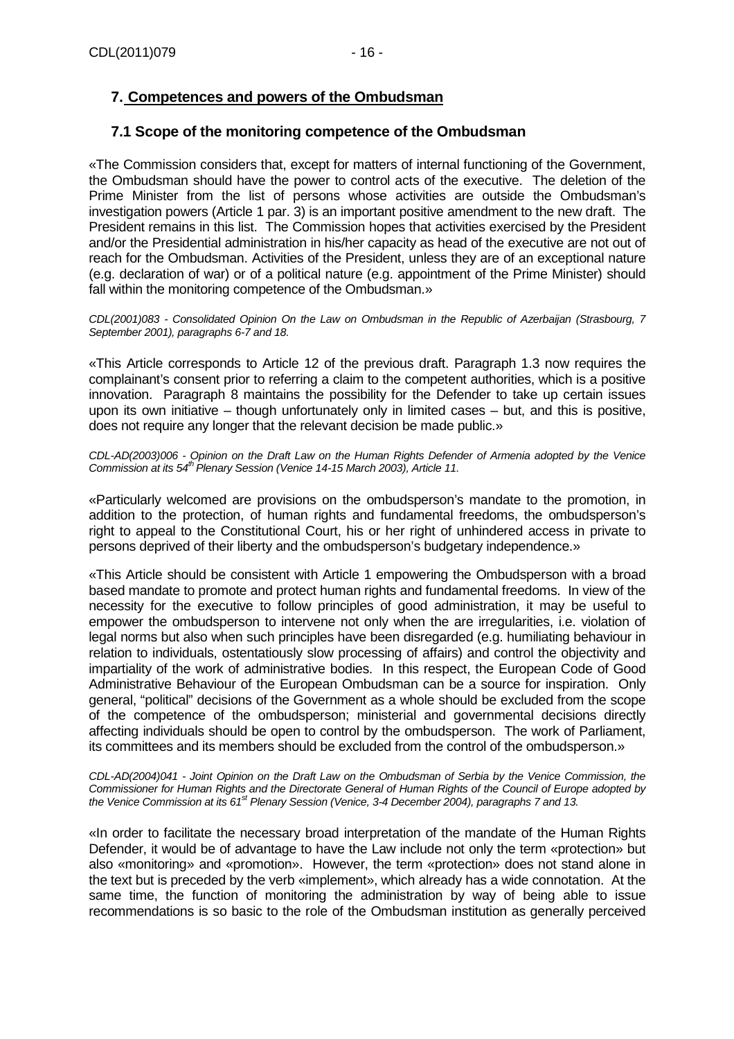## 7. Competences and powers of the Ombudsman

### 7.1 Scope of the monitoring competence of the Ombudsman

«The Commission considers that, except for matters of internal functioning of the Government, the Ombudsman should have the power to control acts of the executive. The deletion of the Prime Minister from the list of persons whose activities are outside the Ombudsman's investigation powers (Article 1 par. 3) is an important positive amendment to the new draft. The President remains in this list. The Commission hopes that activities exercised by the President and/or the Presidential administration in his/her capacity as head of the executive are not out of reach for the Ombudsman. Activities of the President, unless they are of an exceptional nature (e.g. declaration of war) or of a political nature (e.g. appointment of the Prime Minister) should fall within the monitoring competence of the Ombudsman.»

*CDL(2001)083 - Consolidated Opinion On the Law on Ombudsman in the Republic of Azerbaijan (Strasbourg, 7 September 2001), paragraphs 6-7 and 18.*

«This Article corresponds to Article 12 of the previous draft. Paragraph 1.3 now requires the complainant's consent prior to referring a claim to the competent authorities, which is a positive innovation. Paragraph 8 maintains the possibility for the Defender to take up certain issues upon its own initiative – though unfortunately only in limited cases – but, and this is positive, does not require any longer that the relevant decision be made public.»

*CDL-AD(2003)006 - Opinion on the Draft Law on the Human Rights Defender of Armenia adopted by the Venice Commission at its 54th Plenary Session (Venice 14-15 March 2003), Article 11.*

«Particularly welcomed are provisions on the ombudsperson's mandate to the promotion, in addition to the protection, of human rights and fundamental freedoms, the ombudsperson's right to appeal to the Constitutional Court, his or her right of unhindered access in private to persons deprived of their liberty and the ombudsperson's budgetary independence.»

«This Article should be consistent with Article 1 empowering the Ombudsperson with a broad based mandate to promote and protect human rights and fundamental freedoms. In view of the necessity for the executive to follow principles of good administration, it may be useful to empower the ombudsperson to intervene not only when the are irregularities, i.e. violation of legal norms but also when such principles have been disregarded (e.g. humiliating behaviour in relation to individuals, ostentatiously slow processing of affairs) and control the objectivity and impartiality of the work of administrative bodies. In this respect, the European Code of Good Administrative Behaviour of the European Ombudsman can be a source for inspiration. Only general, "political" decisions of the Government as a whole should be excluded from the scope of the competence of the ombudsperson; ministerial and governmental decisions directly affecting individuals should be open to control by the ombudsperson. The work of Parliament, its committees and its members should be excluded from the control of the ombudsperson.»

*CDL-AD(2004)041 - Joint Opinion on the Draft Law on the Ombudsman of Serbia by the Venice Commission, the Commissioner for Human Rights and the Directorate General of Human Rights of the Council of Europe adopted by the Venice Commission at its 61st Plenary Session (Venice, 3-4 December 2004), paragraphs 7 and 13.*

«In order to facilitate the necessary broad interpretation of the mandate of the Human Rights Defender, it would be of advantage to have the Law include not only the term «protection» but also «monitoring» and «promotion». However, the term «protection» does not stand alone in the text but is preceded by the verb «implement», which already has a wide connotation. At the same time, the function of monitoring the administration by way of being able to issue recommendations is so basic to the role of the Ombudsman institution as generally perceived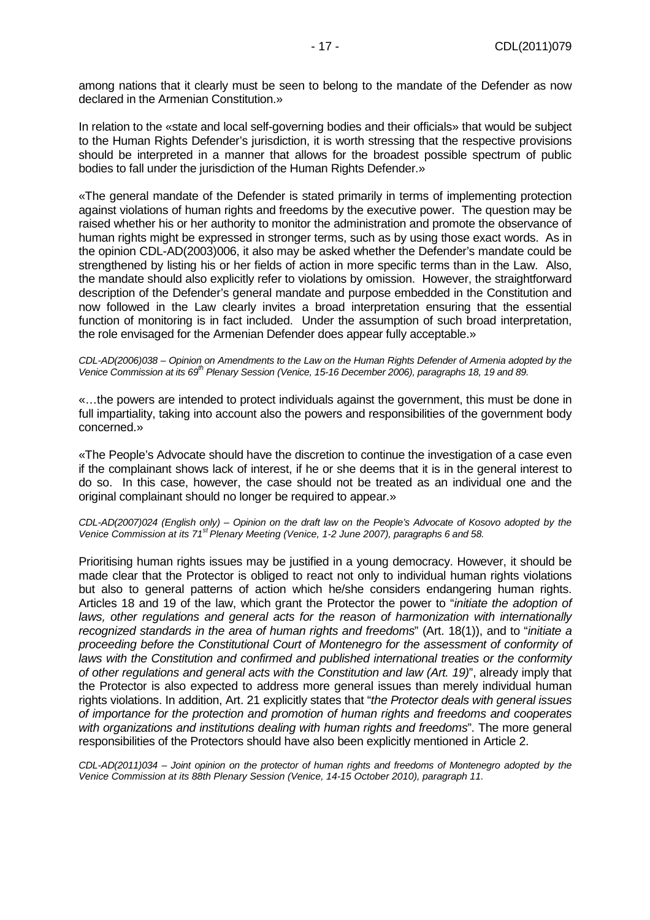among nations that it clearly must be seen to belong to the mandate of the Defender as now declared in the Armenian Constitution.»

In relation to the «state and local self-governing bodies and their officials» that would be subject to the Human Rights Defender's jurisdiction, it is worth stressing that the respective provisions should be interpreted in a manner that allows for the broadest possible spectrum of public bodies to fall under the jurisdiction of the Human Rights Defender.»

«The general mandate of the Defender is stated primarily in terms of implementing protection against violations of human rights and freedoms by the executive power. The question may be raised whether his or her authority to monitor the administration and promote the observance of human rights might be expressed in stronger terms, such as by using those exact words. As in the opinion CDL-AD(2003)006, it also may be asked whether the Defender's mandate could be strengthened by listing his or her fields of action in more specific terms than in the Law. Also, the mandate should also explicitly refer to violations by omission. However, the straightforward description of the Defender's general mandate and purpose embedded in the Constitution and now followed in the Law clearly invites a broad interpretation ensuring that the essential function of monitoring is in fact included. Under the assumption of such broad interpretation, the role envisaged for the Armenian Defender does appear fully acceptable.»

*CDL-AD(2006)038 – Opinion on Amendments to the Law on the Human Rights Defender of Armenia adopted by the Venice Commission at its 69th Plenary Session (Venice, 15-16 December 2006), paragraphs 18, 19 and 89.*

«…the powers are intended to protect individuals against the government, this must be done in full impartiality, taking into account also the powers and responsibilities of the government body concerned.»

«The People's Advocate should have the discretion to continue the investigation of a case even if the complainant shows lack of interest, if he or she deems that it is in the general interest to do so. In this case, however, the case should not be treated as an individual one and the original complainant should no longer be required to appear.»

*CDL-AD(2007)024 (English only) – Opinion on the draft law on the People's Advocate of Kosovo adopted by the Venice Commission at its 71st Plenary Meeting (Venice, 1-2 June 2007), paragraphs 6 and 58.*

Prioritising human rights issues may be justified in a young democracy. However, it should be made clear that the Protector is obliged to react not only to individual human rights violations but also to general patterns of action which he/she considers endangering human rights. Articles 18 and 19 of the law, which grant the Protector the power to "*initiate the adoption of laws, other regulations and general acts for the reason of harmonization with internationally recognized standards in the area of human rights and freedoms*" (Art. 18(1)), and to "*initiate a proceeding before the Constitutional Court of Montenegro for the assessment of conformity of laws with the Constitution and confirmed and published international treaties or the conformity of other regulations and general acts with the Constitution and law (Art. 19)*", already imply that the Protector is also expected to address more general issues than merely individual human rights violations. In addition, Art. 21 explicitly states that "*the Protector deals with general issues of importance for the protection and promotion of human rights and freedoms and cooperates with organizations and institutions dealing with human rights and freedoms*". The more general responsibilities of the Protectors should have also been explicitly mentioned in Article 2.

*CDL-AD(2011)034 – Joint opinion on the protector of human rights and freedoms of Montenegro adopted by the Venice Commission at its 88th Plenary Session (Venice, 14-15 October 2010), paragraph 11.*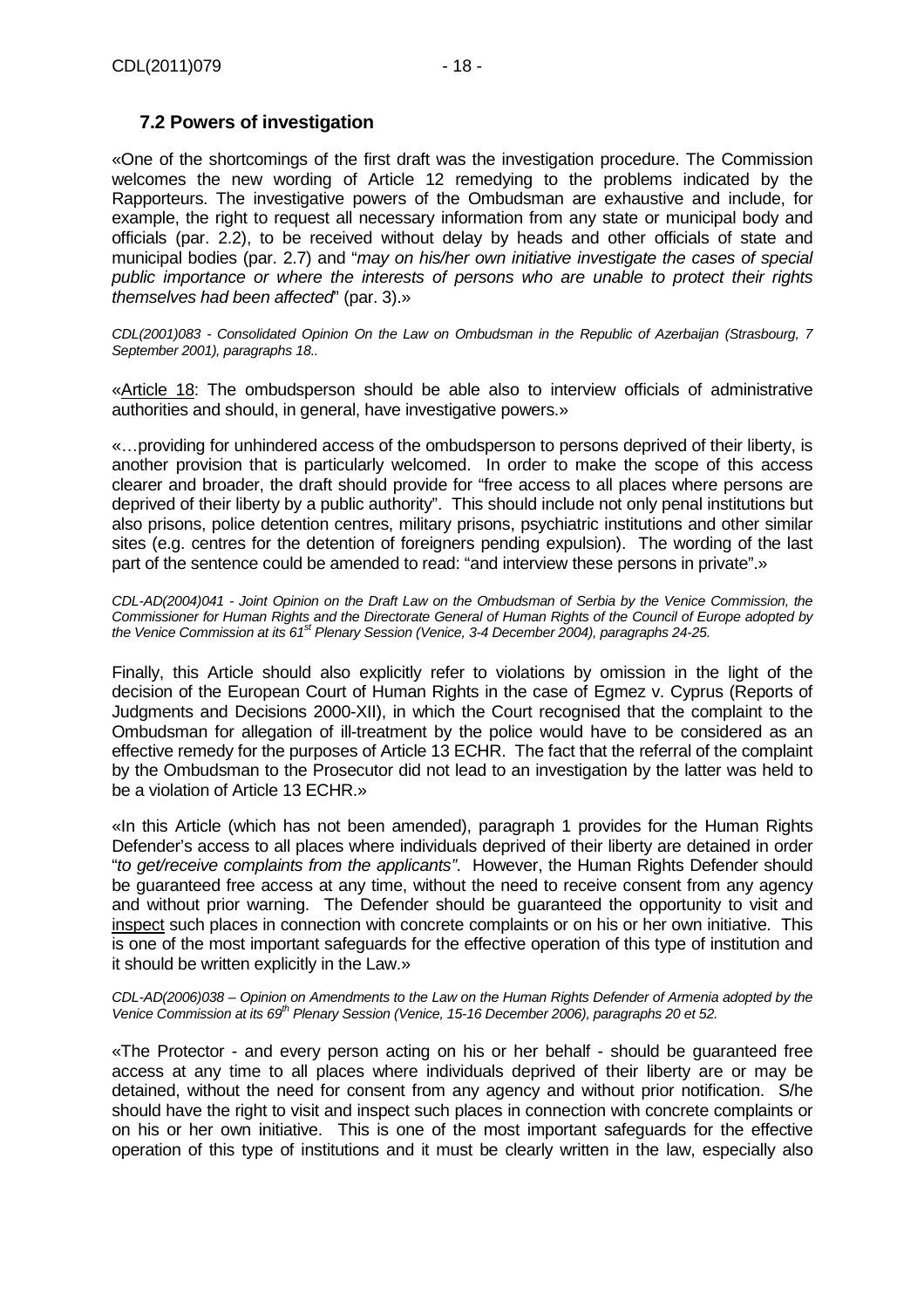## 7.2 Powers of investigation

«One of the shortcomings of the first draft was the investigation procedure. The Commission welcomes the new wording of Article 12 remedying to the problems indicated by the Rapporteurs. The investigative powers of the Ombudsman are exhaustive and include, for example, the right to request all necessary information from any state or municipal body and officials (par. 2.2), to be received without delay by heads and other officials of state and municipal bodies (par. 2.7) and "*may on his/her own initiative investigate the cases of special public importance or where the interests of persons who are unable to protect their rights themselves had been affected*" (par. 3).»

*CDL(2001)083 - Consolidated Opinion On the Law on Ombudsman in the Republic of Azerbaijan (Strasbourg, 7 September 2001), paragraphs 18..*

«<u>Article 18</u>: The ombudsperson should be able also to interview officials of administrative authorities and should, in general, have investigative powers.»

«…providing for unhindered access of the ombudsperson to persons deprived of their liberty, is another provision that is particularly welcomed. In order to make the scope of this access clearer and broader, the draft should provide for "free access to all places where persons are deprived of their liberty by a public authority". This should include not only penal institutions but also prisons, police detention centres, military prisons, psychiatric institutions and other similar sites (e.g. centres for the detention of foreigners pending expulsion). The wording of the last part of the sentence could be amended to read: "and interview these persons in private".»

*CDL-AD(2004)041 - Joint Opinion on the Draft Law on the Ombudsman of Serbia by the Venice Commission, the Commissioner for Human Rights and the Directorate General of Human Rights of the Council of Europe adopted by the Venice Commission at its 61st Plenary Session (Venice, 3-4 December 2004), paragraphs 24-25.*

Finally, this Article should also explicitly refer to violations by omission in the light of the decision of the European Court of Human Rights in the case of Egmez v. Cyprus (Reports of Judgments and Decisions 2000-XII), in which the Court recognised that the complaint to the Ombudsman for allegation of ill-treatment by the police would have to be considered as an effective remedy for the purposes of Article 13 ECHR. The fact that the referral of the complaint by the Ombudsman to the Prosecutor did not lead to an investigation by the latter was held to be a violation of Article 13 ECHR.»

«In this Article (which has not been amended), paragraph 1 provides for the Human Rights Defender's access to all places where individuals deprived of their liberty are detained in order "*to get/receive complaints from the applicants"*. However, the Human Rights Defender should be guaranteed free access at any time, without the need to receive consent from any agency and without prior warning. The Defender should be guaranteed the opportunity to visit and <u>inspect</u> such places in connection with concrete complaints or on his or her own initiative. This is one of the most important safeguards for the effective operation of this type of institution and it should be written explicitly in the Law.»

*CDL-AD(2006)038 – Opinion on Amendments to the Law on the Human Rights Defender of Armenia adopted by the Venice Commission at its 69th Plenary Session (Venice, 15-16 December 2006), paragraphs 20 et 52.*

«The Protector - and every person acting on his or her behalf - should be guaranteed free access at any time to all places where individuals deprived of their liberty are or may be detained, without the need for consent from any agency and without prior notification. S/he should have the right to visit and inspect such places in connection with concrete complaints or on his or her own initiative. This is one of the most important safeguards for the effective operation of this type of institutions and it must be clearly written in the law, especially also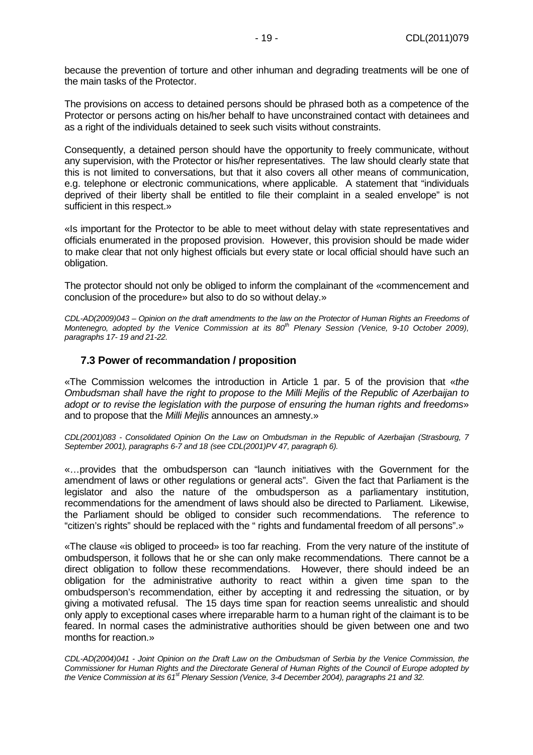because the prevention of torture and other inhuman and degrading treatments will be one of the main tasks of the Protector.

The provisions on access to detained persons should be phrased both as a competence of the Protector or persons acting on his/her behalf to have unconstrained contact with detainees and as a right of the individuals detained to seek such visits without constraints.

Consequently, a detained person should have the opportunity to freely communicate, without any supervision, with the Protector or his/her representatives. The law should clearly state that this is not limited to conversations, but that it also covers all other means of communication, e.g. telephone or electronic communications, where applicable. A statement that "individuals deprived of their liberty shall be entitled to file their complaint in a sealed envelope" is not sufficient in this respect.»

«Is important for the Protector to be able to meet without delay with state representatives and officials enumerated in the proposed provision. However, this provision should be made wider to make clear that not only highest officials but every state or local official should have such an obligation.

The protector should not only be obliged to inform the complainant of the «commencement and conclusion of the procedure» but also to do so without delay.»

*CDL-AD(2009)043 – Opinion on the draft amendments to the law on the Protector of Human Rights an Freedoms of Montenegro, adopted by the Venice Commission at its 80th Plenary Session (Venice, 9-10 October 2009), paragraphs 17- 19 and 21-22.*

### 7.3 Power of recommandation / proposition

«The Commission welcomes the introduction in Article 1 par. 5 of the provision that «*the Ombudsman shall have the right to propose to the Milli Mejlis of the Republic of Azerbaijan to adopt or to revise the legislation with the purpose of ensuring the human rights and freedoms*» and to propose that the *Milli Mejlis* announces an amnesty.»

*CDL(2001)083 - Consolidated Opinion On the Law on Ombudsman in the Republic of Azerbaijan (Strasbourg, 7 September 2001), paragraphs 6-7 and 18 (see CDL(2001)PV 47, paragraph 6).*

«…provides that the ombudsperson can "launch initiatives with the Government for the amendment of laws or other regulations or general acts". Given the fact that Parliament is the legislator and also the nature of the ombudsperson as a parliamentary institution, recommendations for the amendment of laws should also be directed to Parliament. Likewise, the Parliament should be obliged to consider such recommendations. The reference to "citizen's rights" should be replaced with the " rights and fundamental freedom of all persons".»

«The clause «is obliged to proceed» is too far reaching. From the very nature of the institute of ombudsperson, it follows that he or she can only make recommendations. There cannot be a direct obligation to follow these recommendations. However, there should indeed be an obligation for the administrative authority to react within a given time span to the ombudsperson's recommendation, either by accepting it and redressing the situation, or by giving a motivated refusal. The 15 days time span for reaction seems unrealistic and should only apply to exceptional cases where irreparable harm to a human right of the claimant is to be feared. In normal cases the administrative authorities should be given between one and two months for reaction.»

*CDL-AD(2004)041 - Joint Opinion on the Draft Law on the Ombudsman of Serbia by the Venice Commission, the Commissioner for Human Rights and the Directorate General of Human Rights of the Council of Europe adopted by the Venice Commission at its 61st Plenary Session (Venice, 3-4 December 2004), paragraphs 21 and 32.*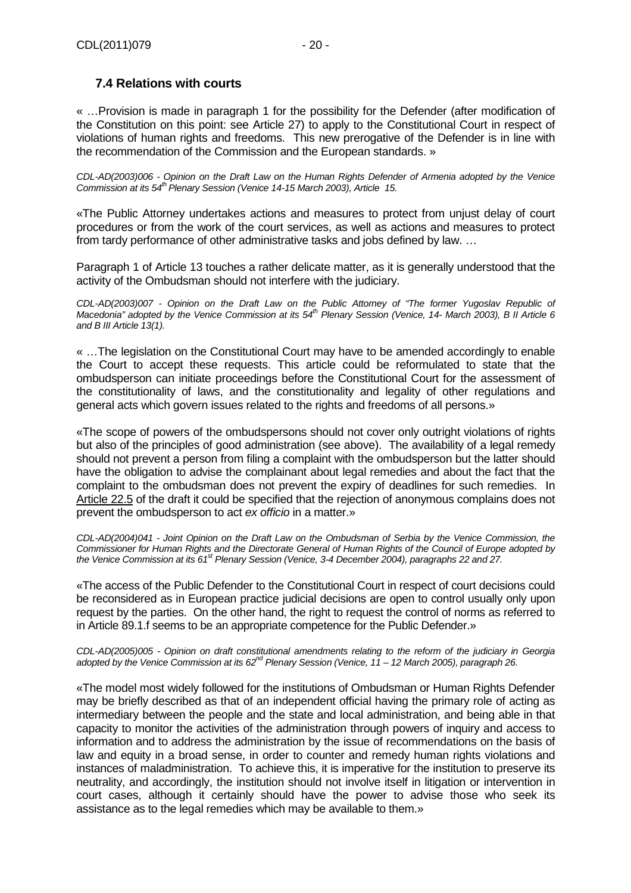## 7.4 Relations with courts

« …Provision is made in paragraph 1 for the possibility for the Defender (after modification of the Constitution on this point: see Article 27) to apply to the Constitutional Court in respect of violations of human rights and freedoms. This new prerogative of the Defender is in line with the recommendation of the Commission and the European standards. »

*CDL-AD(2003)006 - Opinion on the Draft Law on the Human Rights Defender of Armenia adopted by the Venice Commission at its 54th Plenary Session (Venice 14-15 March 2003), Article 15.*

«The Public Attorney undertakes actions and measures to protect from unjust delay of court procedures or from the work of the court services, as well as actions and measures to protect from tardy performance of other administrative tasks and jobs defined by law. …

Paragraph 1 of Article 13 touches a rather delicate matter, as it is generally understood that the activity of the Ombudsman should not interfere with the judiciary.

*CDL-AD(2003)007 - Opinion on the Draft Law on the Public Attorney of "The former Yugoslav Republic of Macedonia" adopted by the Venice Commission at its 54th Plenary Session (Venice, 14- March 2003), B II Article 6 and B III Article 13(1).*

« …The legislation on the Constitutional Court may have to be amended accordingly to enable the Court to accept these requests. This article could be reformulated to state that the ombudsperson can initiate proceedings before the Constitutional Court for the assessment of the constitutionality of laws, and the constitutionality and legality of other regulations and general acts which govern issues related to the rights and freedoms of all persons.»

«The scope of powers of the ombudspersons should not cover only outright violations of rights but also of the principles of good administration (see above). The availability of a legal remedy should not prevent a person from filing a complaint with the ombudsperson but the latter should have the obligation to advise the complainant about legal remedies and about the fact that the complaint to the ombudsman does not prevent the expiry of deadlines for such remedies. In Article 22.5 of the draft it could be specified that the rejection of anonymous complains does not prevent the ombudsperson to act *ex officio* in a matter.»

*CDL-AD(2004)041 - Joint Opinion on the Draft Law on the Ombudsman of Serbia by the Venice Commission, the Commissioner for Human Rights and the Directorate General of Human Rights of the Council of Europe adopted by the Venice Commission at its 61st Plenary Session (Venice, 3-4 December 2004), paragraphs 22 and 27.*

«The access of the Public Defender to the Constitutional Court in respect of court decisions could be reconsidered as in European practice judicial decisions are open to control usually only upon request by the parties. On the other hand, the right to request the control of norms as referred to in Article 89.1.f seems to be an appropriate competence for the Public Defender.»

*CDL-AD(2005)005 - Opinion on draft constitutional amendments relating to the reform of the judiciary in Georgia adopted by the Venice Commission at its 62nd Plenary Session (Venice, 11 – 12 March 2005), paragraph 26.*

«The model most widely followed for the institutions of Ombudsman or Human Rights Defender may be briefly described as that of an independent official having the primary role of acting as intermediary between the people and the state and local administration, and being able in that capacity to monitor the activities of the administration through powers of inquiry and access to information and to address the administration by the issue of recommendations on the basis of law and equity in a broad sense, in order to counter and remedy human rights violations and instances of maladministration. To achieve this, it is imperative for the institution to preserve its neutrality, and accordingly, the institution should not involve itself in litigation or intervention in court cases, although it certainly should have the power to advise those who seek its assistance as to the legal remedies which may be available to them.»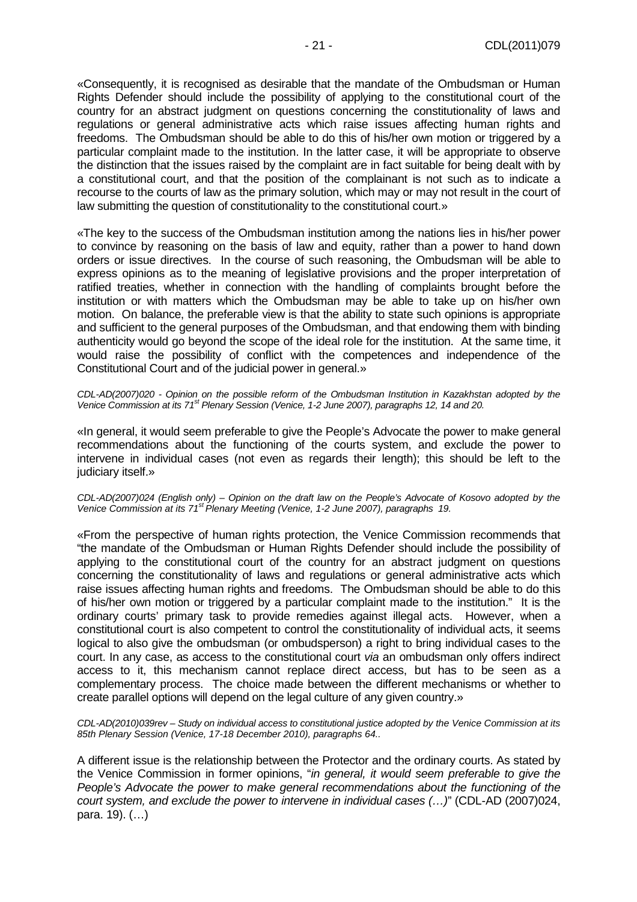«Consequently, it is recognised as desirable that the mandate of the Ombudsman or Human Rights Defender should include the possibility of applying to the constitutional court of the country for an abstract judgment on questions concerning the constitutionality of laws and regulations or general administrative acts which raise issues affecting human rights and freedoms. The Ombudsman should be able to do this of his/her own motion or triggered by a particular complaint made to the institution. In the latter case, it will be appropriate to observe the distinction that the issues raised by the complaint are in fact suitable for being dealt with by a constitutional court, and that the position of the complainant is not such as to indicate a recourse to the courts of law as the primary solution, which may or may not result in the court of law submitting the question of constitutionality to the constitutional court.»

«The key to the success of the Ombudsman institution among the nations lies in his/her power to convince by reasoning on the basis of law and equity, rather than a power to hand down orders or issue directives. In the course of such reasoning, the Ombudsman will be able to express opinions as to the meaning of legislative provisions and the proper interpretation of ratified treaties, whether in connection with the handling of complaints brought before the institution or with matters which the Ombudsman may be able to take up on his/her own motion. On balance, the preferable view is that the ability to state such opinions is appropriate and sufficient to the general purposes of the Ombudsman, and that endowing them with binding authenticity would go beyond the scope of the ideal role for the institution. At the same time, it would raise the possibility of conflict with the competences and independence of the Constitutional Court and of the judicial power in general.»

*CDL-AD(2007)020 - Opinion on the possible reform of the Ombudsman Institution in Kazakhstan adopted by the Venice Commission at its 71st Plenary Session (Venice, 1-2 June 2007), paragraphs 12, 14 and 20.*

«In general, it would seem preferable to give the People's Advocate the power to make general recommendations about the functioning of the courts system, and exclude the power to intervene in individual cases (not even as regards their length); this should be left to the judiciary itself.»

*CDL-AD(2007)024 (English only) – Opinion on the draft law on the People's Advocate of Kosovo adopted by the Venice Commission at its 71st Plenary Meeting (Venice, 1-2 June 2007), paragraphs 19.*

«From the perspective of human rights protection, the Venice Commission recommends that "the mandate of the Ombudsman or Human Rights Defender should include the possibility of applying to the constitutional court of the country for an abstract judgment on questions concerning the constitutionality of laws and regulations or general administrative acts which raise issues affecting human rights and freedoms. The Ombudsman should be able to do this of his/her own motion or triggered by a particular complaint made to the institution." It is the ordinary courts' primary task to provide remedies against illegal acts. However, when a constitutional court is also competent to control the constitutionality of individual acts, it seems logical to also give the ombudsman (or ombudsperson) a right to bring individual cases to the court. In any case, as access to the constitutional court *via* an ombudsman only offers indirect access to it, this mechanism cannot replace direct access, but has to be seen as a complementary process. The choice made between the different mechanisms or whether to create parallel options will depend on the legal culture of any given country.»

*CDL-AD(2010)039rev – Study on individual access to constitutional justice adopted by the Venice Commission at its 85th Plenary Session (Venice, 17-18 December 2010), paragraphs 64..*

A different issue is the relationship between the Protector and the ordinary courts. As stated by the Venice Commission in former opinions, "*in general, it would seem preferable to give the People's Advocate the power to make general recommendations about the functioning of the court system, and exclude the power to intervene in individual cases (…)*" (CDL-AD (2007)024, para. 19). (…)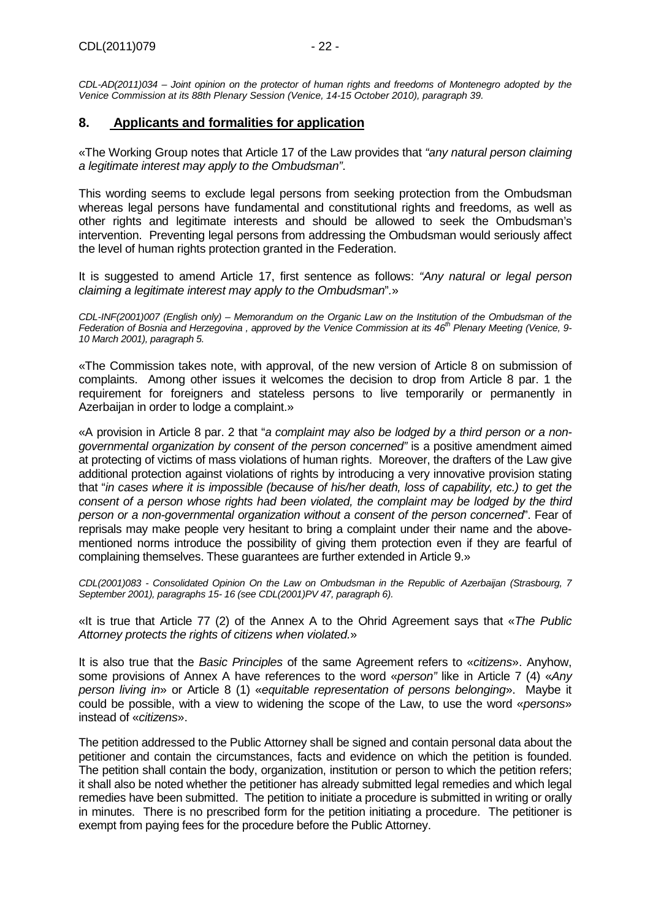*CDL-AD(2011)034 – Joint opinion on the protector of human rights and freedoms of Montenegro adopted by the Venice Commission at its 88th Plenary Session (Venice, 14-15 October 2010), paragraph 39.*

## 8. Applicants and formalities for application

«The Working Group notes that Article 17 of the Law provides that *"any natural person claiming a legitimate interest may apply to the Ombudsman"*.

This wording seems to exclude legal persons from seeking protection from the Ombudsman whereas legal persons have fundamental and constitutional rights and freedoms, as well as other rights and legitimate interests and should be allowed to seek the Ombudsman's intervention. Preventing legal persons from addressing the Ombudsman would seriously affect the level of human rights protection granted in the Federation.

It is suggested to amend Article 17, first sentence as follows: *"Any natural or legal person claiming a legitimate interest may apply to the Ombudsman*".»

*CDL-INF(2001)007 (English only) – Memorandum on the Organic Law on the Institution of the Ombudsman of the Federation of Bosnia and Herzegovina , approved by the Venice Commission at its 46th Plenary Meeting (Venice, 9-10 March 2001), paragraph 5.*

«The Commission takes note, with approval, of the new version of Article 8 on submission of complaints. Among other issues it welcomes the decision to drop from Article 8 par. 1 the requirement for foreigners and stateless persons to live temporarily or permanently in Azerbaijan in order to lodge a complaint.»

«A provision in Article 8 par. 2 that "*a complaint may also be lodged by a third person or a non-governmental organization by consent of the person concerned"* is a positive amendment aimed at protecting of victims of mass violations of human rights. Moreover, the drafters of the Law give additional protection against violations of rights by introducing a very innovative provision stating that "*in cases where it is impossible (because of his/her death, loss of capability, etc.) to get the consent of a person whose rights had been violated, the complaint may be lodged by the third person or a non-governmental organization without a consent of the person concerned*". Fear of reprisals may make people very hesitant to bring a complaint under their name and the above-mentioned norms introduce the possibility of giving them protection even if they are fearful of complaining themselves. These guarantees are further extended in Article 9.»

*CDL(2001)083 - Consolidated Opinion On the Law on Ombudsman in the Republic of Azerbaijan (Strasbourg, 7 September 2001), paragraphs 15- 16 (see CDL(2001)PV 47, paragraph 6).*

«It is true that Article 77 (2) of the Annex A to the Ohrid Agreement says that «*The Public Attorney protects the rights of citizens when violated.*»

It is also true that the *Basic Principles* of the same Agreement refers to «*citizens*». Anyhow, some provisions of Annex A have references to the word «*person"* like in Article 7 (4) «*Any person living in*» or Article 8 (1) «*equitable representation of persons belonging*». Maybe it could be possible, with a view to widening the scope of the Law, to use the word «*persons*» instead of «*citizens*».

The petition addressed to the Public Attorney shall be signed and contain personal data about the petitioner and contain the circumstances, facts and evidence on which the petition is founded. The petition shall contain the body, organization, institution or person to which the petition refers; it shall also be noted whether the petitioner has already submitted legal remedies and which legal remedies have been submitted. The petition to initiate a procedure is submitted in writing or orally in minutes. There is no prescribed form for the petition initiating a procedure. The petitioner is exempt from paying fees for the procedure before the Public Attorney.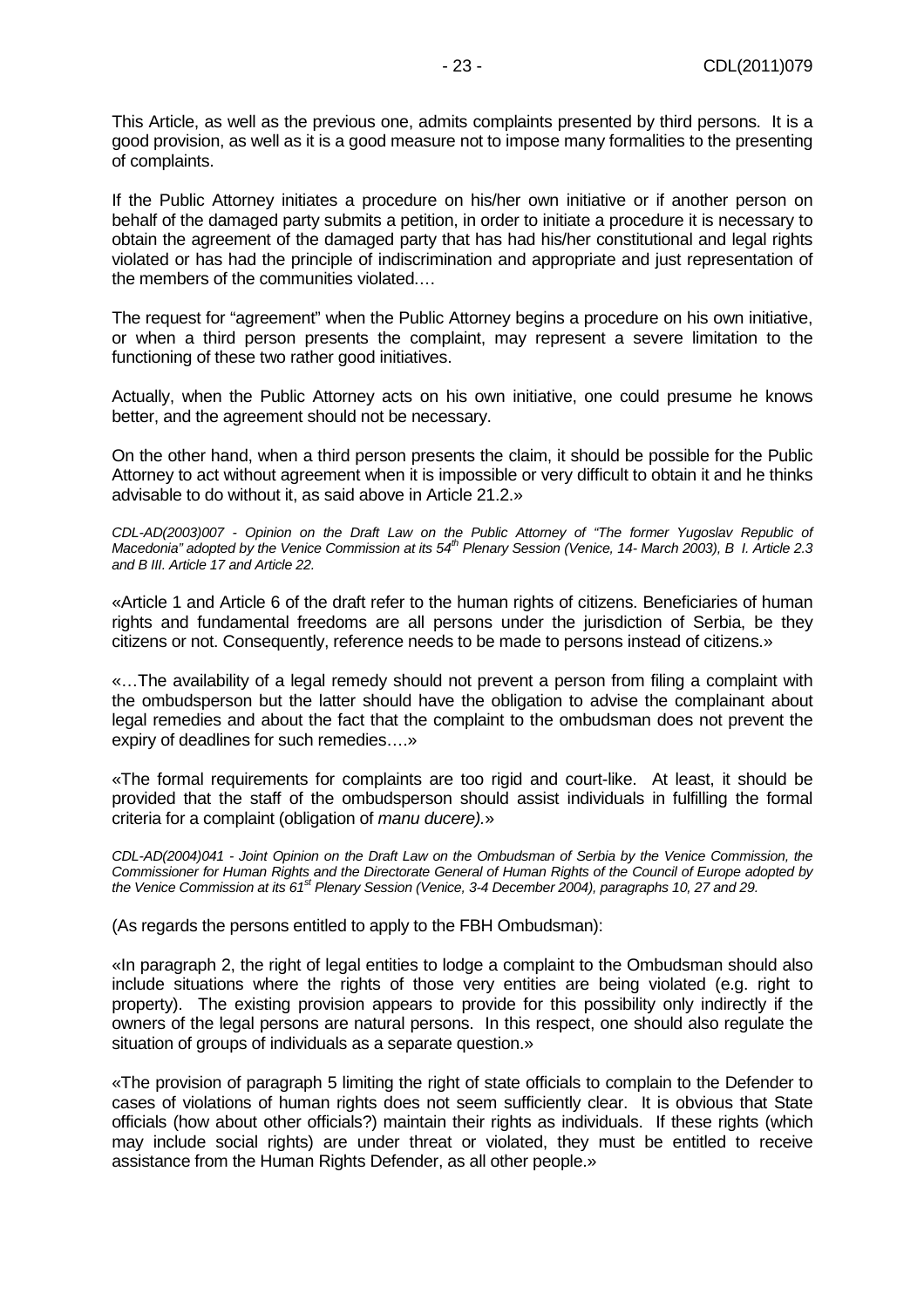This Article, as well as the previous one, admits complaints presented by third persons. It is a good provision, as well as it is a good measure not to impose many formalities to the presenting of complaints.

If the Public Attorney initiates a procedure on his/her own initiative or if another person on behalf of the damaged party submits a petition, in order to initiate a procedure it is necessary to obtain the agreement of the damaged party that has had his/her constitutional and legal rights violated or has had the principle of indiscrimination and appropriate and just representation of the members of the communities violated.…

The request for "agreement" when the Public Attorney begins a procedure on his own initiative, or when a third person presents the complaint, may represent a severe limitation to the functioning of these two rather good initiatives.

Actually, when the Public Attorney acts on his own initiative, one could presume he knows better, and the agreement should not be necessary.

On the other hand, when a third person presents the claim, it should be possible for the Public Attorney to act without agreement when it is impossible or very difficult to obtain it and he thinks advisable to do without it, as said above in Article 21.2.»

*CDL-AD(2003)007 - Opinion on the Draft Law on the Public Attorney of "The former Yugoslav Republic of Macedonia" adopted by the Venice Commission at its 54th Plenary Session (Venice, 14- March 2003), B I. Article 2.3 and B III. Article 17 and Article 22.*

«Article 1 and Article 6 of the draft refer to the human rights of citizens. Beneficiaries of human rights and fundamental freedoms are all persons under the jurisdiction of Serbia, be they citizens or not. Consequently, reference needs to be made to persons instead of citizens.»

«…The availability of a legal remedy should not prevent a person from filing a complaint with the ombudsperson but the latter should have the obligation to advise the complainant about legal remedies and about the fact that the complaint to the ombudsman does not prevent the expiry of deadlines for such remedies….»

«The formal requirements for complaints are too rigid and court-like. At least, it should be provided that the staff of the ombudsperson should assist individuals in fulfilling the formal criteria for a complaint (obligation of *manu ducere).*»

*CDL-AD(2004)041 - Joint Opinion on the Draft Law on the Ombudsman of Serbia by the Venice Commission, the Commissioner for Human Rights and the Directorate General of Human Rights of the Council of Europe adopted by the Venice Commission at its 61st Plenary Session (Venice, 3-4 December 2004), paragraphs 10, 27 and 29.*

(As regards the persons entitled to apply to the FBH Ombudsman):

«In paragraph 2, the right of legal entities to lodge a complaint to the Ombudsman should also include situations where the rights of those very entities are being violated (e.g. right to property). The existing provision appears to provide for this possibility only indirectly if the owners of the legal persons are natural persons. In this respect, one should also regulate the situation of groups of individuals as a separate question.»

«The provision of paragraph 5 limiting the right of state officials to complain to the Defender to cases of violations of human rights does not seem sufficiently clear. It is obvious that State officials (how about other officials?) maintain their rights as individuals. If these rights (which may include social rights) are under threat or violated, they must be entitled to receive assistance from the Human Rights Defender, as all other people.»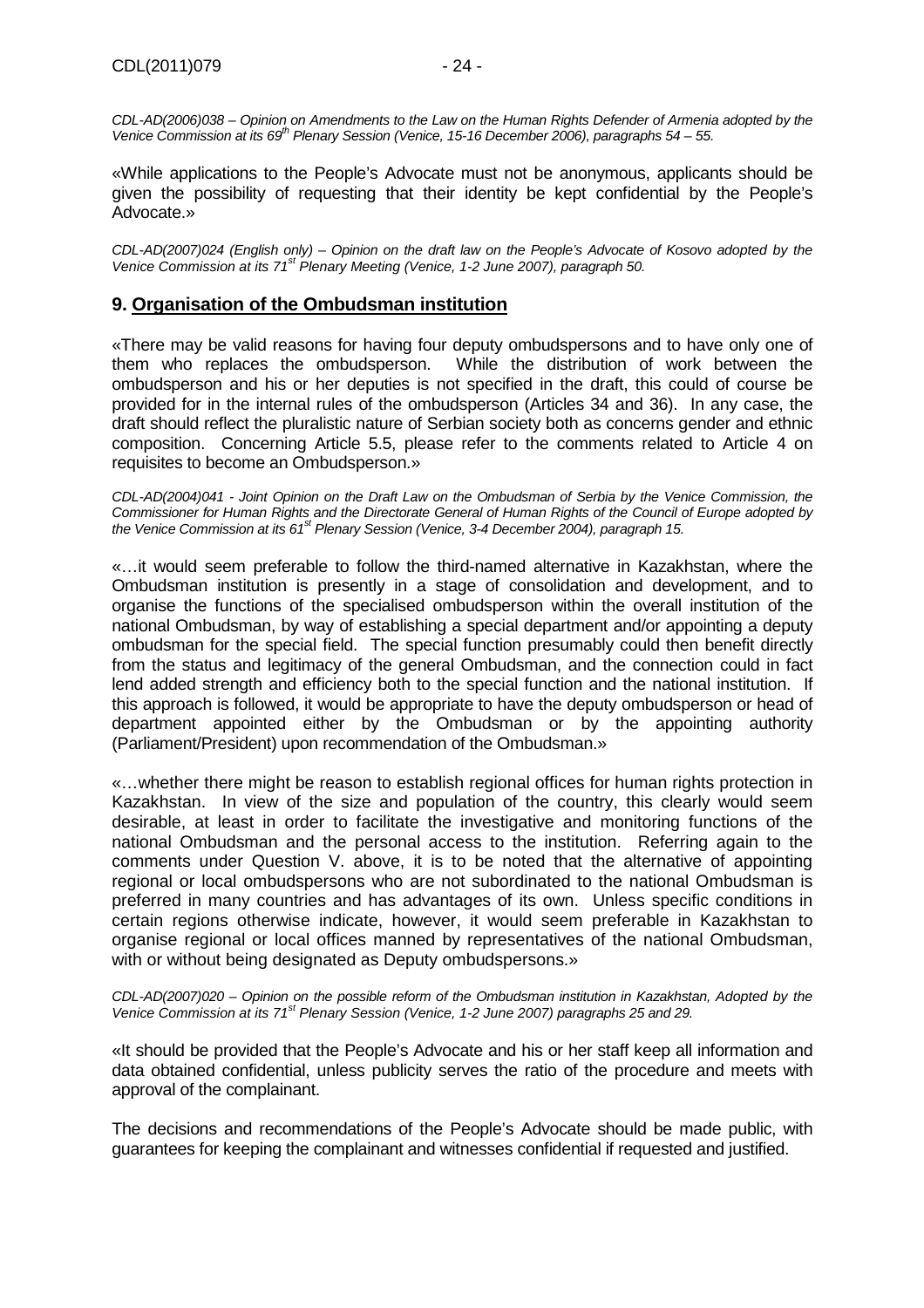*CDL-AD(2006)038 – Opinion on Amendments to the Law on the Human Rights Defender of Armenia adopted by the Venice Commission at its 69th Plenary Session (Venice, 15-16 December 2006), paragraphs 54 – 55.*

«While applications to the People's Advocate must not be anonymous, applicants should be given the possibility of requesting that their identity be kept confidential by the People's Advocate.»

*CDL-AD(2007)024 (English only) – Opinion on the draft law on the People's Advocate of Kosovo adopted by the Venice Commission at its 71st Plenary Meeting (Venice, 1-2 June 2007), paragraph 50.*

## 9. Organisation of the Ombudsman institution

«There may be valid reasons for having four deputy ombudspersons and to have only one of them who replaces the ombudsperson. While the distribution of work between the ombudsperson and his or her deputies is not specified in the draft, this could of course be provided for in the internal rules of the ombudsperson (Articles 34 and 36). In any case, the draft should reflect the pluralistic nature of Serbian society both as concerns gender and ethnic composition. Concerning Article 5.5, please refer to the comments related to Article 4 on requisites to become an Ombudsperson.»

*CDL-AD(2004)041 - Joint Opinion on the Draft Law on the Ombudsman of Serbia by the Venice Commission, the Commissioner for Human Rights and the Directorate General of Human Rights of the Council of Europe adopted by the Venice Commission at its 61st Plenary Session (Venice, 3-4 December 2004), paragraph 15.*

«…it would seem preferable to follow the third-named alternative in Kazakhstan, where the Ombudsman institution is presently in a stage of consolidation and development, and to organise the functions of the specialised ombudsperson within the overall institution of the national Ombudsman, by way of establishing a special department and/or appointing a deputy ombudsman for the special field. The special function presumably could then benefit directly from the status and legitimacy of the general Ombudsman, and the connection could in fact lend added strength and efficiency both to the special function and the national institution. If this approach is followed, it would be appropriate to have the deputy ombudsperson or head of department appointed either by the Ombudsman or by the appointing authority (Parliament/President) upon recommendation of the Ombudsman.»

«…whether there might be reason to establish regional offices for human rights protection in Kazakhstan. In view of the size and population of the country, this clearly would seem desirable, at least in order to facilitate the investigative and monitoring functions of the national Ombudsman and the personal access to the institution. Referring again to the comments under Question V. above, it is to be noted that the alternative of appointing regional or local ombudspersons who are not subordinated to the national Ombudsman is preferred in many countries and has advantages of its own. Unless specific conditions in certain regions otherwise indicate, however, it would seem preferable in Kazakhstan to organise regional or local offices manned by representatives of the national Ombudsman, with or without being designated as Deputy ombudspersons.»

*CDL-AD(2007)020 – Opinion on the possible reform of the Ombudsman institution in Kazakhstan, Adopted by the Venice Commission at its 71st Plenary Session (Venice, 1-2 June 2007) paragraphs 25 and 29.*

«It should be provided that the People's Advocate and his or her staff keep all information and data obtained confidential, unless publicity serves the ratio of the procedure and meets with approval of the complainant.

The decisions and recommendations of the People's Advocate should be made public, with guarantees for keeping the complainant and witnesses confidential if requested and justified.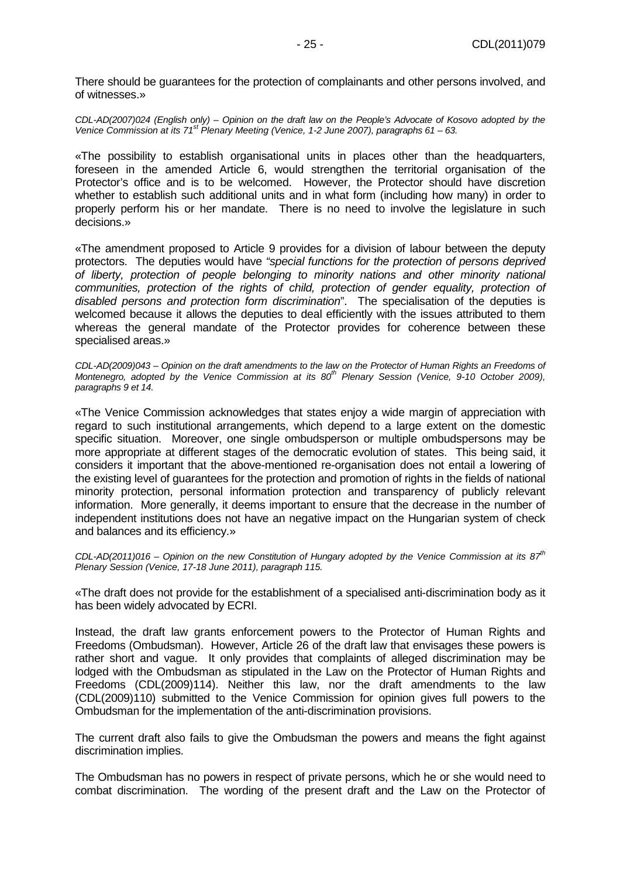There should be guarantees for the protection of complainants and other persons involved, and of witnesses.»

*CDL-AD(2007)024 (English only) – Opinion on the draft law on the People's Advocate of Kosovo adopted by the Venice Commission at its 71st Plenary Meeting (Venice, 1-2 June 2007), paragraphs 61 – 63.*

«The possibility to establish organisational units in places other than the headquarters, foreseen in the amended Article 6, would strengthen the territorial organisation of the Protector's office and is to be welcomed. However, the Protector should have discretion whether to establish such additional units and in what form (including how many) in order to properly perform his or her mandate. There is no need to involve the legislature in such decisions.»

«The amendment proposed to Article 9 provides for a division of labour between the deputy protectors. The deputies would have *"special functions for the protection of persons deprived of liberty, protection of people belonging to minority nations and other minority national communities, protection of the rights of child, protection of gender equality, protection of disabled persons and protection form discrimination*". The specialisation of the deputies is welcomed because it allows the deputies to deal efficiently with the issues attributed to them whereas the general mandate of the Protector provides for coherence between these specialised areas.»

*CDL-AD(2009)043 – Opinion on the draft amendments to the law on the Protector of Human Rights an Freedoms of Montenegro, adopted by the Venice Commission at its 80th Plenary Session (Venice, 9-10 October 2009), paragraphs 9 et 14.*

«The Venice Commission acknowledges that states enjoy a wide margin of appreciation with regard to such institutional arrangements, which depend to a large extent on the domestic specific situation. Moreover, one single ombudsperson or multiple ombudspersons may be more appropriate at different stages of the democratic evolution of states. This being said, it considers it important that the above-mentioned re-organisation does not entail a lowering of the existing level of guarantees for the protection and promotion of rights in the fields of national minority protection, personal information protection and transparency of publicly relevant information. More generally, it deems important to ensure that the decrease in the number of independent institutions does not have an negative impact on the Hungarian system of check and balances and its efficiency.»

*CDL-AD(2011)016 – Opinion on the new Constitution of Hungary adopted by the Venice Commission at its 87th Plenary Session (Venice, 17-18 June 2011), paragraph 115.*

«The draft does not provide for the establishment of a specialised anti-discrimination body as it has been widely advocated by ECRI.

Instead, the draft law grants enforcement powers to the Protector of Human Rights and Freedoms (Ombudsman). However, Article 26 of the draft law that envisages these powers is rather short and vague. It only provides that complaints of alleged discrimination may be lodged with the Ombudsman as stipulated in the Law on the Protector of Human Rights and Freedoms (CDL(2009)114). Neither this law, nor the draft amendments to the law (CDL(2009)110) submitted to the Venice Commission for opinion gives full powers to the Ombudsman for the implementation of the anti-discrimination provisions.

The current draft also fails to give the Ombudsman the powers and means the fight against discrimination implies.

The Ombudsman has no powers in respect of private persons, which he or she would need to combat discrimination. The wording of the present draft and the Law on the Protector of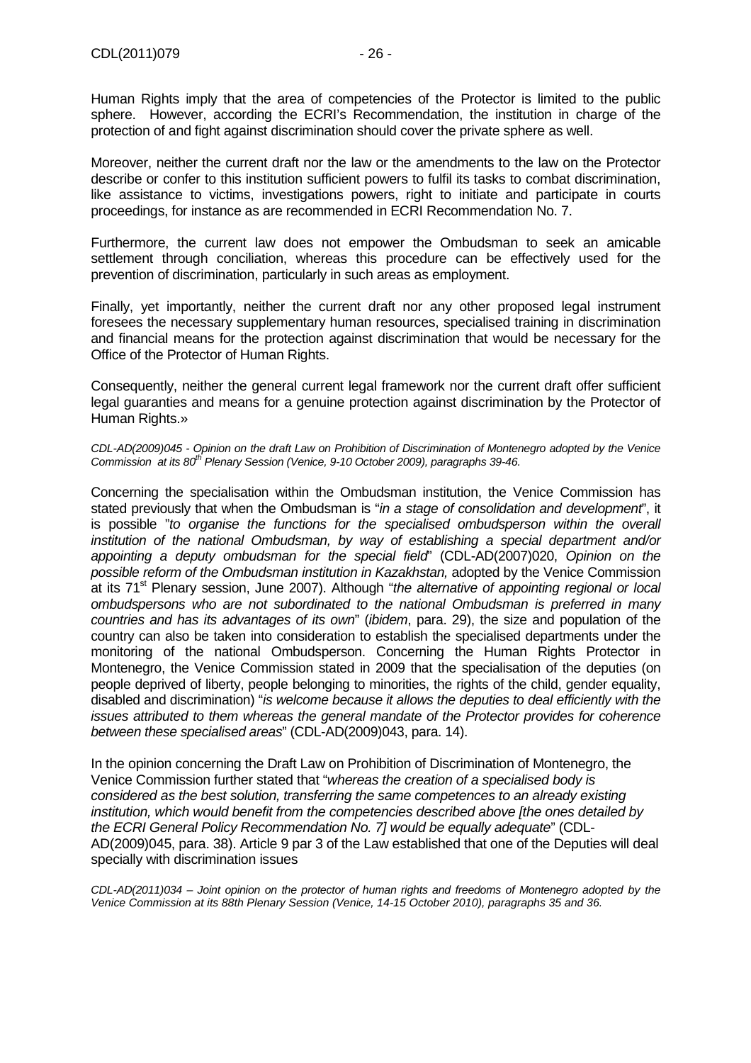Human Rights imply that the area of competencies of the Protector is limited to the public sphere. However, according the ECRI's Recommendation, the institution in charge of the protection of and fight against discrimination should cover the private sphere as well.

Moreover, neither the current draft nor the law or the amendments to the law on the Protector describe or confer to this institution sufficient powers to fulfil its tasks to combat discrimination, like assistance to victims, investigations powers, right to initiate and participate in courts proceedings, for instance as are recommended in ECRI Recommendation No. 7.

Furthermore, the current law does not empower the Ombudsman to seek an amicable settlement through conciliation, whereas this procedure can be effectively used for the prevention of discrimination, particularly in such areas as employment.

Finally, yet importantly, neither the current draft nor any other proposed legal instrument foresees the necessary supplementary human resources, specialised training in discrimination and financial means for the protection against discrimination that would be necessary for the Office of the Protector of Human Rights.

Consequently, neither the general current legal framework nor the current draft offer sufficient legal guaranties and means for a genuine protection against discrimination by the Protector of Human Rights.»

*CDL-AD(2009)045 - Opinion on the draft Law on Prohibition of Discrimination of Montenegro adopted by the Venice Commission at its 80th Plenary Session (Venice, 9-10 October 2009), paragraphs 39-46.*

Concerning the specialisation within the Ombudsman institution, the Venice Commission has stated previously that when the Ombudsman is "*in a stage of consolidation and development*", it is possible "*to organise the functions for the specialised ombudsperson within the overall institution of the national Ombudsman, by way of establishing a special department and/or appointing a deputy ombudsman for the special field*" (CDL-AD(2007)020, *Opinion on the possible reform of the Ombudsman institution in Kazakhstan,* adopted by the Venice Commission at its 71st Plenary session, June 2007). Although "*the alternative of appointing regional or local ombudspersons who are not subordinated to the national Ombudsman is preferred in many countries and has its advantages of its own*" (*ibidem*, para. 29), the size and population of the country can also be taken into consideration to establish the specialised departments under the monitoring of the national Ombudsperson. Concerning the Human Rights Protector in Montenegro, the Venice Commission stated in 2009 that the specialisation of the deputies (on people deprived of liberty, people belonging to minorities, the rights of the child, gender equality, disabled and discrimination) "*is welcome because it allows the deputies to deal efficiently with the issues attributed to them whereas the general mandate of the Protector provides for coherence between these specialised areas*" (CDL-AD(2009)043, para. 14).

In the opinion concerning the Draft Law on Prohibition of Discrimination of Montenegro, the Venice Commission further stated that "*whereas the creation of a specialised body is considered as the best solution, transferring the same competences to an already existing institution, which would benefit from the competencies described above [the ones detailed by the ECRI General Policy Recommendation No. 7] would be equally adequate*" (CDL-AD(2009)045, para. 38). Article 9 par 3 of the Law established that one of the Deputies will deal specially with discrimination issues

*CDL-AD(2011)034 – Joint opinion on the protector of human rights and freedoms of Montenegro adopted by the Venice Commission at its 88th Plenary Session (Venice, 14-15 October 2010), paragraphs 35 and 36.*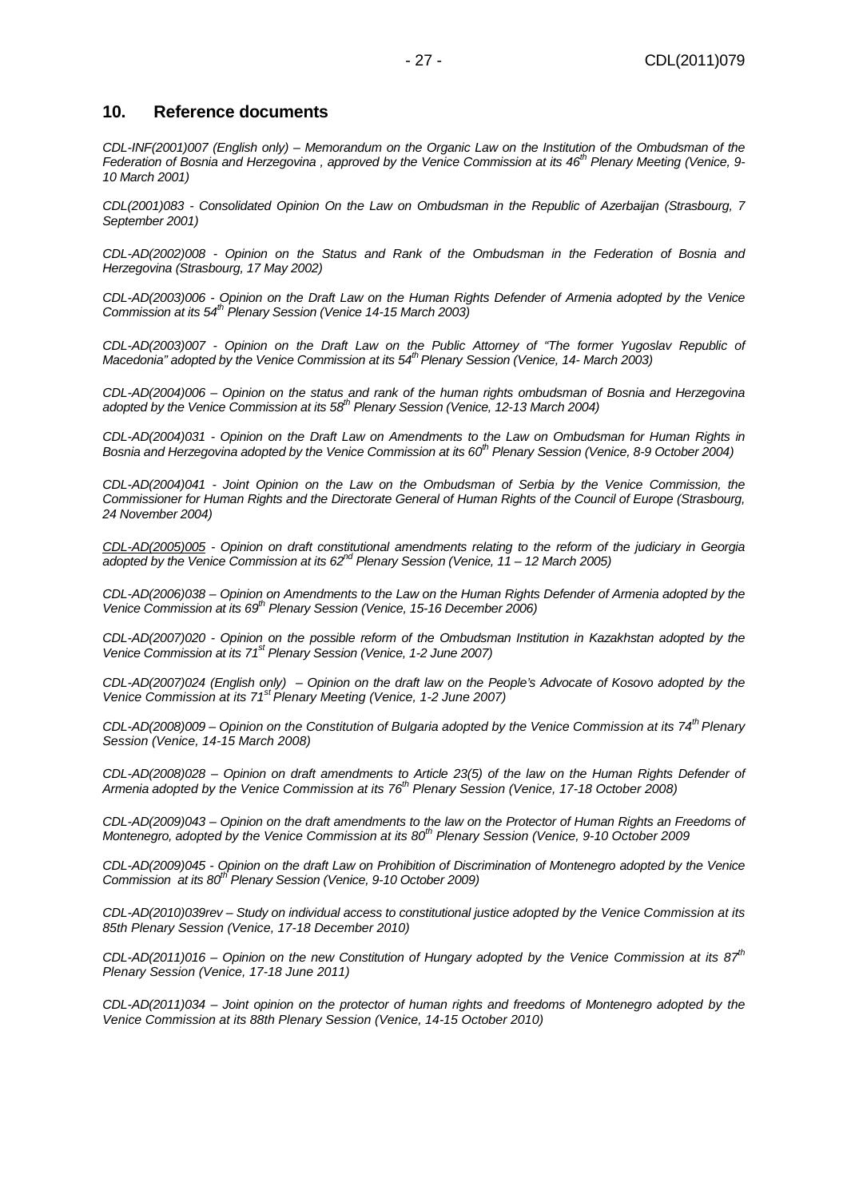## 10. Reference documents

*CDL-INF(2001)007 (English only) – Memorandum on the Organic Law on the Institution of the Ombudsman of the Federation of Bosnia and Herzegovina , approved by the Venice Commission at its 46th Plenary Meeting (Venice, 9-10 March 2001)*

*CDL(2001)083 - Consolidated Opinion On the Law on Ombudsman in the Republic of Azerbaijan (Strasbourg, 7 September 2001)*

*CDL-AD(2002)008 - Opinion on the Status and Rank of the Ombudsman in the Federation of Bosnia and Herzegovina (Strasbourg, 17 May 2002)*

*CDL-AD(2003)006 - Opinion on the Draft Law on the Human Rights Defender of Armenia adopted by the Venice Commission at its 54th Plenary Session (Venice 14-15 March 2003)*

*CDL-AD(2003)007 - Opinion on the Draft Law on the Public Attorney of "The former Yugoslav Republic of Macedonia" adopted by the Venice Commission at its 54th Plenary Session (Venice, 14- March 2003)*

*CDL-AD(2004)006 – Opinion on the status and rank of the human rights ombudsman of Bosnia and Herzegovina adopted by the Venice Commission at its 58th Plenary Session (Venice, 12-13 March 2004)*

*CDL-AD(2004)031 - Opinion on the Draft Law on Amendments to the Law on Ombudsman for Human Rights in Bosnia and Herzegovina adopted by the Venice Commission at its 60th Plenary Session (Venice, 8-9 October 2004)*

*CDL-AD(2004)041 - Joint Opinion on the Law on the Ombudsman of Serbia by the Venice Commission, the Commissioner for Human Rights and the Directorate General of Human Rights of the Council of Europe (Strasbourg, 24 November 2004)*

*CDL-AD(2005)005 - Opinion on draft constitutional amendments relating to the reform of the judiciary in Georgia adopted by the Venice Commission at its 62nd Plenary Session (Venice, 11 – 12 March 2005)*

*CDL-AD(2006)038 – Opinion on Amendments to the Law on the Human Rights Defender of Armenia adopted by the Venice Commission at its 69th Plenary Session (Venice, 15-16 December 2006)*

*CDL-AD(2007)020 - Opinion on the possible reform of the Ombudsman Institution in Kazakhstan adopted by the Venice Commission at its 71st Plenary Session (Venice, 1-2 June 2007)*

*CDL-AD(2007)024 (English only) – Opinion on the draft law on the People's Advocate of Kosovo adopted by the Venice Commission at its 71st Plenary Meeting (Venice, 1-2 June 2007)*

*CDL-AD(2008)009 – Opinion on the Constitution of Bulgaria adopted by the Venice Commission at its 74th Plenary Session (Venice, 14-15 March 2008)*

*CDL-AD(2008)028 – Opinion on draft amendments to Article 23(5) of the law on the Human Rights Defender of Armenia adopted by the Venice Commission at its 76th Plenary Session (Venice, 17-18 October 2008)*

*CDL-AD(2009)043 – Opinion on the draft amendments to the law on the Protector of Human Rights an Freedoms of Montenegro, adopted by the Venice Commission at its 80th Plenary Session (Venice, 9-10 October 2009*

*CDL-AD(2009)045 - Opinion on the draft Law on Prohibition of Discrimination of Montenegro adopted by the Venice Commission at its 80th Plenary Session (Venice, 9-10 October 2009)*

*CDL-AD(2010)039rev – Study on individual access to constitutional justice adopted by the Venice Commission at its 85th Plenary Session (Venice, 17-18 December 2010)*

*CDL-AD(2011)016 – Opinion on the new Constitution of Hungary adopted by the Venice Commission at its 87th Plenary Session (Venice, 17-18 June 2011)*

*CDL-AD(2011)034 – Joint opinion on the protector of human rights and freedoms of Montenegro adopted by the Venice Commission at its 88th Plenary Session (Venice, 14-15 October 2010)*